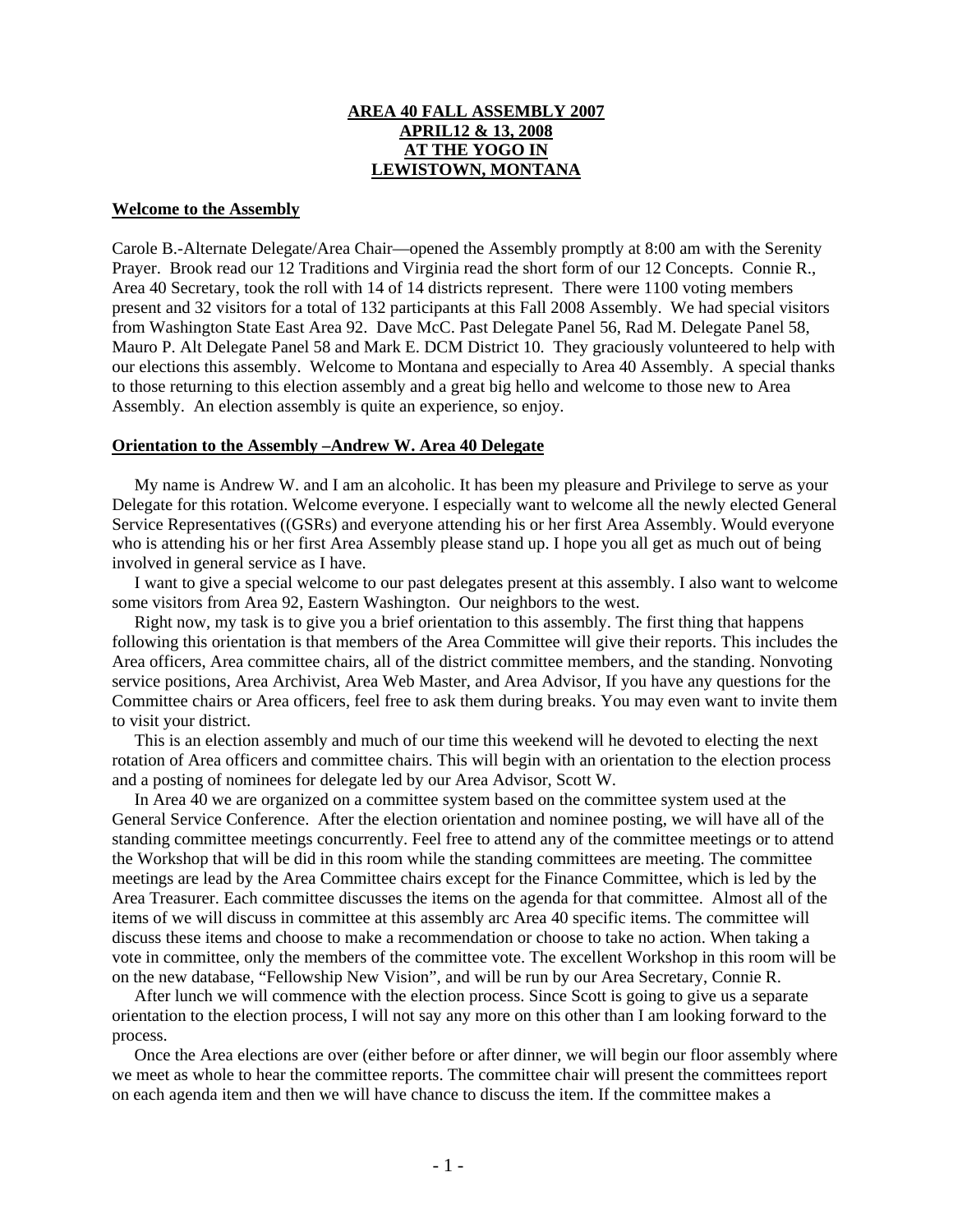**AREA 40 FALL ASSEMBLY 2007**
**APRIL12 & 13, 2008**
**AT THE YOGO IN**
**LEWISTOWN, MONTANA**

**Welcome to the Assembly**

Carole B.-Alternate Delegate/Area Chair—opened the Assembly promptly at 8:00 am with the Serenity Prayer. Brook read our 12 Traditions and Virginia read the short form of our 12 Concepts. Connie R., Area 40 Secretary, took the roll with 14 of 14 districts represent. There were 1100 voting members present and 32 visitors for a total of 132 participants at this Fall 2008 Assembly. We had special visitors from Washington State East Area 92. Dave McC. Past Delegate Panel 56, Rad M. Delegate Panel 58, Mauro P. Alt Delegate Panel 58 and Mark E. DCM District 10. They graciously volunteered to help with our elections this assembly. Welcome to Montana and especially to Area 40 Assembly. A special thanks to those returning to this election assembly and a great big hello and welcome to those new to Area Assembly. An election assembly is quite an experience, so enjoy.

**Orientation to the Assembly –Andrew W. Area 40 Delegate**

My name is Andrew W. and I am an alcoholic. It has been my pleasure and Privilege to serve as your Delegate for this rotation. Welcome everyone. I especially want to welcome all the newly elected General Service Representatives ((GSRs) and everyone attending his or her first Area Assembly. Would everyone who is attending his or her first Area Assembly please stand up. I hope you all get as much out of being involved in general service as I have.

I want to give a special welcome to our past delegates present at this assembly. I also want to welcome some visitors from Area 92, Eastern Washington. Our neighbors to the west.

Right now, my task is to give you a brief orientation to this assembly. The first thing that happens following this orientation is that members of the Area Committee will give their reports. This includes the Area officers, Area committee chairs, all of the district committee members, and the standing. Nonvoting service positions, Area Archivist, Area Web Master, and Area Advisor, If you have any questions for the Committee chairs or Area officers, feel free to ask them during breaks. You may even want to invite them to visit your district.

This is an election assembly and much of our time this weekend will he devoted to electing the next rotation of Area officers and committee chairs. This will begin with an orientation to the election process and a posting of nominees for delegate led by our Area Advisor, Scott W.

In Area 40 we are organized on a committee system based on the committee system used at the General Service Conference. After the election orientation and nominee posting, we will have all of the standing committee meetings concurrently. Feel free to attend any of the committee meetings or to attend the Workshop that will be did in this room while the standing committees are meeting. The committee meetings are lead by the Area Committee chairs except for the Finance Committee, which is led by the Area Treasurer. Each committee discusses the items on the agenda for that committee. Almost all of the items of we will discuss in committee at this assembly arc Area 40 specific items. The committee will discuss these items and choose to make a recommendation or choose to take no action. When taking a vote in committee, only the members of the committee vote. The excellent Workshop in this room will be on the new database, "Fellowship New Vision", and will be run by our Area Secretary, Connie R.

After lunch we will commence with the election process. Since Scott is going to give us a separate orientation to the election process, I will not say any more on this other than I am looking forward to the process.

Once the Area elections are over (either before or after dinner, we will begin our floor assembly where we meet as whole to hear the committee reports. The committee chair will present the committees report on each agenda item and then we will have chance to discuss the item. If the committee makes a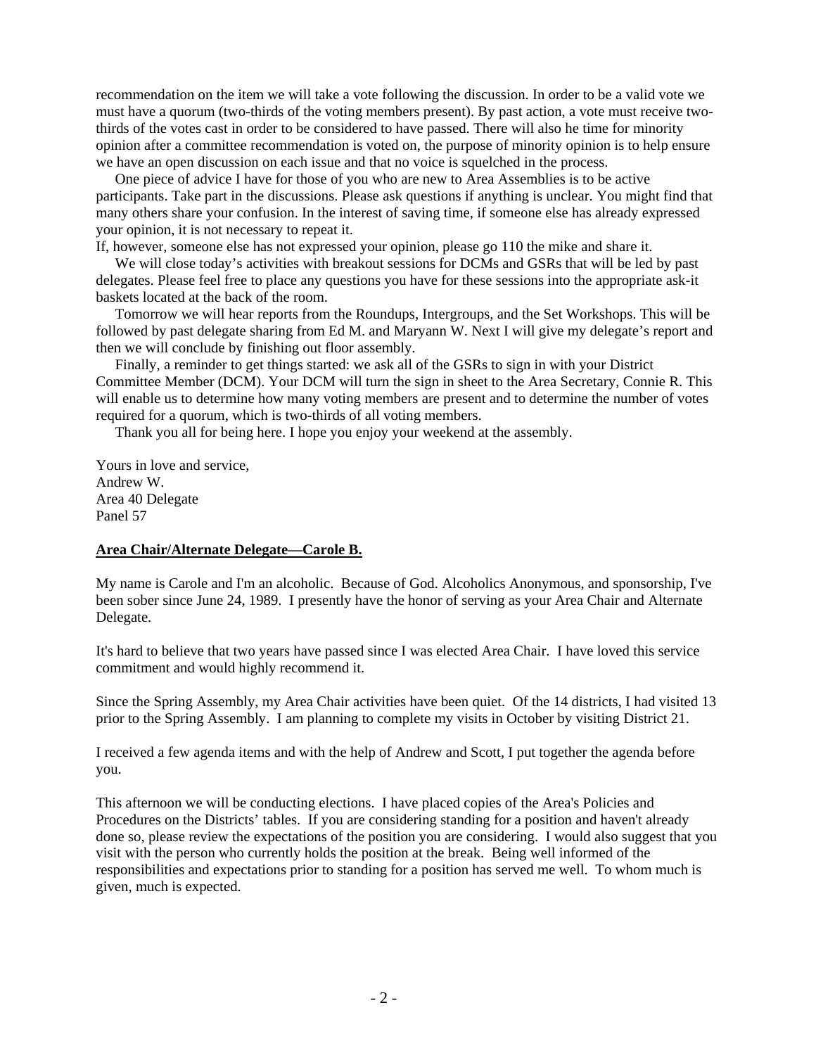recommendation on the item we will take a vote following the discussion. In order to be a valid vote we must have a quorum (two-thirds of the voting members present). By past action, a vote must receive two-thirds of the votes cast in order to be considered to have passed. There will also he time for minority opinion after a committee recommendation is voted on, the purpose of minority opinion is to help ensure we have an open discussion on each issue and that no voice is squelched in the process.

One piece of advice I have for those of you who are new to Area Assemblies is to be active participants. Take part in the discussions. Please ask questions if anything is unclear. You might find that many others share your confusion. In the interest of saving time, if someone else has already expressed your opinion, it is not necessary to repeat it.

If, however, someone else has not expressed your opinion, please go 110 the mike and share it.

We will close today's activities with breakout sessions for DCMs and GSRs that will be led by past delegates. Please feel free to place any questions you have for these sessions into the appropriate ask-it baskets located at the back of the room.

Tomorrow we will hear reports from the Roundups, Intergroups, and the Set Workshops. This will be followed by past delegate sharing from Ed M. and Maryann W. Next I will give my delegate's report and then we will conclude by finishing out floor assembly.

Finally, a reminder to get things started: we ask all of the GSRs to sign in with your District Committee Member (DCM). Your DCM will turn the sign in sheet to the Area Secretary, Connie R. This will enable us to determine how many voting members are present and to determine the number of votes required for a quorum, which is two-thirds of all voting members.

Thank you all for being here. I hope you enjoy your weekend at the assembly.

Yours in love and service,
Andrew W.
Area 40 Delegate
Panel 57

**Area Chair/Alternate Delegate—Carole B.**

My name is Carole and I'm an alcoholic. Because of God. Alcoholics Anonymous, and sponsorship, I've been sober since June 24, 1989. I presently have the honor of serving as your Area Chair and Alternate Delegate.

It's hard to believe that two years have passed since I was elected Area Chair. I have loved this service commitment and would highly recommend it.

Since the Spring Assembly, my Area Chair activities have been quiet. Of the 14 districts, I had visited 13 prior to the Spring Assembly. I am planning to complete my visits in October by visiting District 21.

I received a few agenda items and with the help of Andrew and Scott, I put together the agenda before you.

This afternoon we will be conducting elections. I have placed copies of the Area's Policies and Procedures on the Districts' tables. If you are considering standing for a position and haven't already done so, please review the expectations of the position you are considering. I would also suggest that you visit with the person who currently holds the position at the break. Being well informed of the responsibilities and expectations prior to standing for a position has served me well. To whom much is given, much is expected.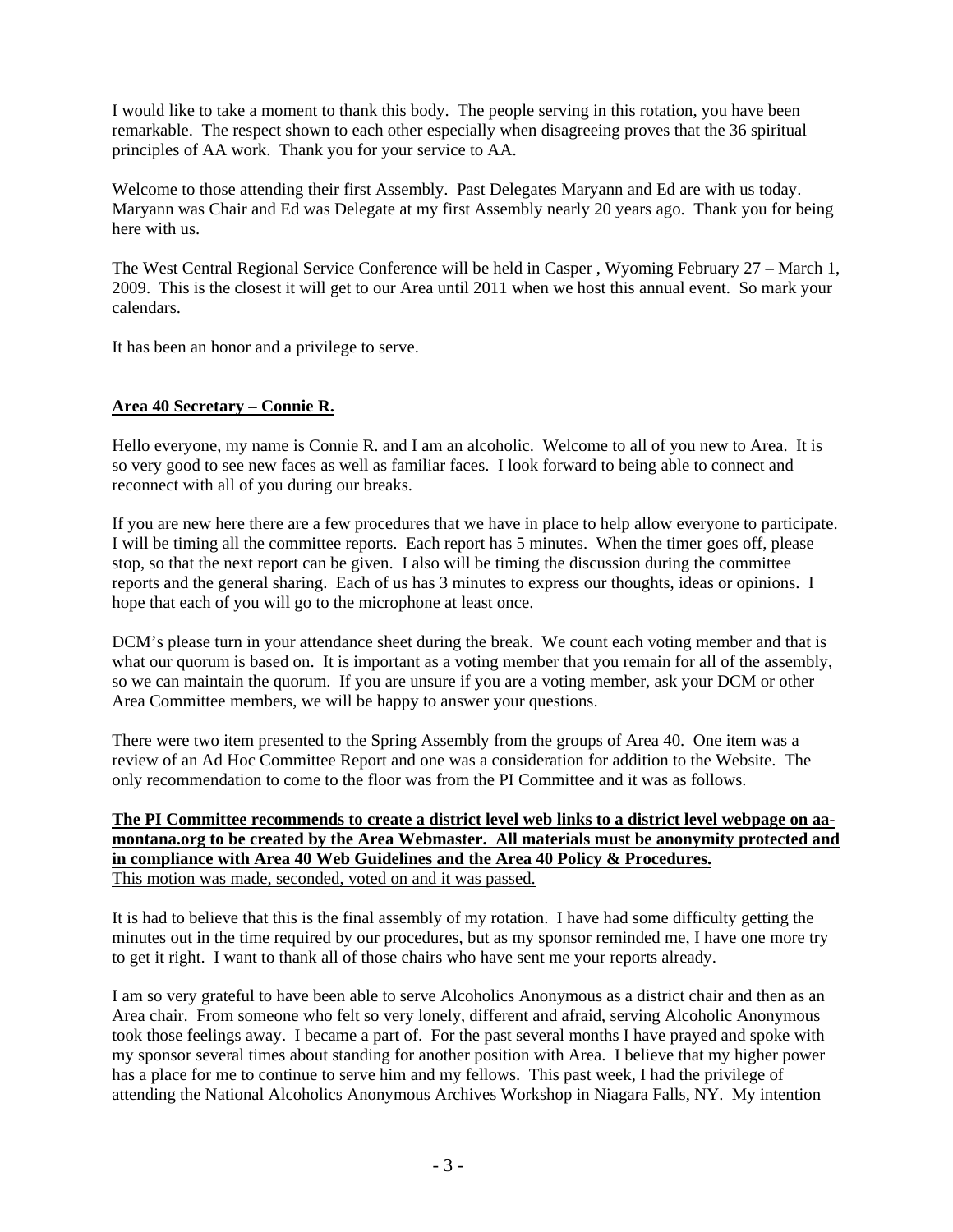I would like to take a moment to thank this body. The people serving in this rotation, you have been remarkable. The respect shown to each other especially when disagreeing proves that the 36 spiritual principles of AA work. Thank you for your service to AA.

Welcome to those attending their first Assembly. Past Delegates Maryann and Ed are with us today. Maryann was Chair and Ed was Delegate at my first Assembly nearly 20 years ago. Thank you for being here with us.

The West Central Regional Service Conference will be held in Casper , Wyoming February 27 – March 1, 2009. This is the closest it will get to our Area until 2011 when we host this annual event. So mark your calendars.

It has been an honor and a privilege to serve.

## **Area 40 Secretary – Connie R.**

Hello everyone, my name is Connie R. and I am an alcoholic. Welcome to all of you new to Area. It is so very good to see new faces as well as familiar faces. I look forward to being able to connect and reconnect with all of you during our breaks.

If you are new here there are a few procedures that we have in place to help allow everyone to participate. I will be timing all the committee reports. Each report has 5 minutes. When the timer goes off, please stop, so that the next report can be given. I also will be timing the discussion during the committee reports and the general sharing. Each of us has 3 minutes to express our thoughts, ideas or opinions. I hope that each of you will go to the microphone at least once.

DCM's please turn in your attendance sheet during the break. We count each voting member and that is what our quorum is based on. It is important as a voting member that you remain for all of the assembly, so we can maintain the quorum. If you are unsure if you are a voting member, ask your DCM or other Area Committee members, we will be happy to answer your questions.

There were two item presented to the Spring Assembly from the groups of Area 40. One item was a review of an Ad Hoc Committee Report and one was a consideration for addition to the Website. The only recommendation to come to the floor was from the PI Committee and it was as follows.

**The PI Committee recommends to create a district level web links to a district level webpage on aa-montana.org to be created by the Area Webmaster. All materials must be anonymity protected and in compliance with Area 40 Web Guidelines and the Area 40 Policy & Procedures.**
This motion was made, seconded, voted on and it was passed.

It is had to believe that this is the final assembly of my rotation. I have had some difficulty getting the minutes out in the time required by our procedures, but as my sponsor reminded me, I have one more try to get it right. I want to thank all of those chairs who have sent me your reports already.

I am so very grateful to have been able to serve Alcoholics Anonymous as a district chair and then as an Area chair. From someone who felt so very lonely, different and afraid, serving Alcoholic Anonymous took those feelings away. I became a part of. For the past several months I have prayed and spoke with my sponsor several times about standing for another position with Area. I believe that my higher power has a place for me to continue to serve him and my fellows. This past week, I had the privilege of attending the National Alcoholics Anonymous Archives Workshop in Niagara Falls, NY. My intention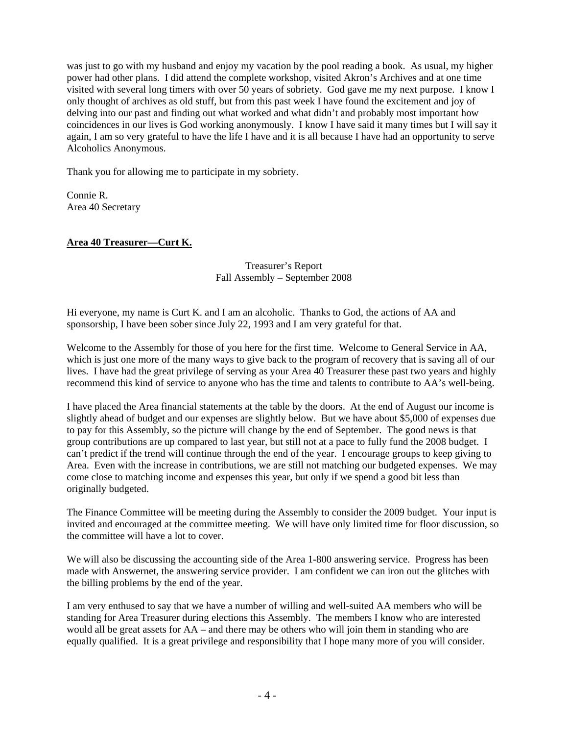was just to go with my husband and enjoy my vacation by the pool reading a book. As usual, my higher power had other plans. I did attend the complete workshop, visited Akron's Archives and at one time visited with several long timers with over 50 years of sobriety. God gave me my next purpose. I know I only thought of archives as old stuff, but from this past week I have found the excitement and joy of delving into our past and finding out what worked and what didn't and probably most important how coincidences in our lives is God working anonymously. I know I have said it many times but I will say it again, I am so very grateful to have the life I have and it is all because I have had an opportunity to serve Alcoholics Anonymous.

Thank you for allowing me to participate in my sobriety.

Connie R.  
Area 40 Secretary

**Area 40 Treasurer—Curt K.**

Treasurer's Report  
Fall Assembly – September 2008

Hi everyone, my name is Curt K. and I am an alcoholic. Thanks to God, the actions of AA and sponsorship, I have been sober since July 22, 1993 and I am very grateful for that.

Welcome to the Assembly for those of you here for the first time. Welcome to General Service in AA, which is just one more of the many ways to give back to the program of recovery that is saving all of our lives. I have had the great privilege of serving as your Area 40 Treasurer these past two years and highly recommend this kind of service to anyone who has the time and talents to contribute to AA's well-being.

I have placed the Area financial statements at the table by the doors. At the end of August our income is slightly ahead of budget and our expenses are slightly below. But we have about $5,000 of expenses due to pay for this Assembly, so the picture will change by the end of September. The good news is that group contributions are up compared to last year, but still not at a pace to fully fund the 2008 budget. I can't predict if the trend will continue through the end of the year. I encourage groups to keep giving to Area. Even with the increase in contributions, we are still not matching our budgeted expenses. We may come close to matching income and expenses this year, but only if we spend a good bit less than originally budgeted.

The Finance Committee will be meeting during the Assembly to consider the 2009 budget. Your input is invited and encouraged at the committee meeting. We will have only limited time for floor discussion, so the committee will have a lot to cover.

We will also be discussing the accounting side of the Area 1-800 answering service. Progress has been made with Answernet, the answering service provider. I am confident we can iron out the glitches with the billing problems by the end of the year.

I am very enthused to say that we have a number of willing and well-suited AA members who will be standing for Area Treasurer during elections this Assembly. The members I know who are interested would all be great assets for AA – and there may be others who will join them in standing who are equally qualified. It is a great privilege and responsibility that I hope many more of you will consider.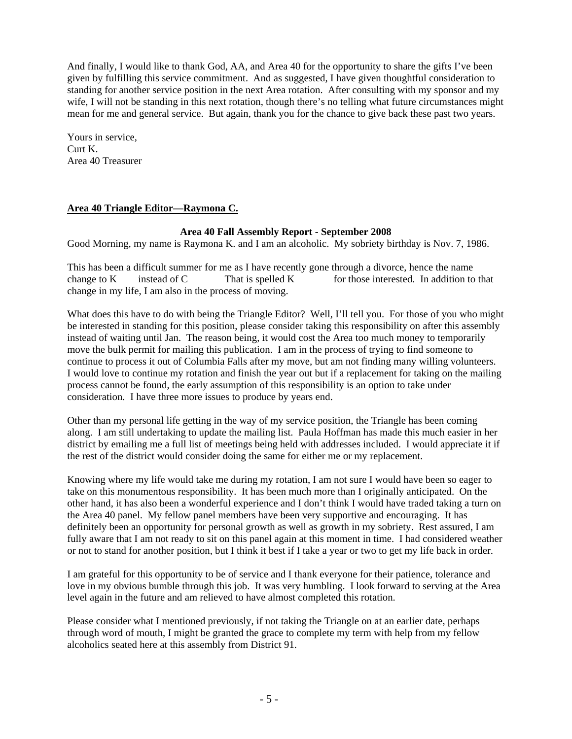And finally, I would like to thank God, AA, and Area 40 for the opportunity to share the gifts I've been given by fulfilling this service commitment. And as suggested, I have given thoughtful consideration to standing for another service position in the next Area rotation. After consulting with my sponsor and my wife, I will not be standing in this next rotation, though there's no telling what future circumstances might mean for me and general service. But again, thank you for the chance to give back these past two years.

Yours in service,
Curt K.
Area 40 Treasurer

**Area 40 Triangle Editor—Raymona C.**

**Area 40 Fall Assembly Report - September 2008**

Good Morning, my name is Raymona K. and I am an alcoholic. My sobriety birthday is Nov. 7, 1986.

This has been a difficult summer for me as I have recently gone through a divorce, hence the name change to K        instead of C              That is spelled K              for those interested. In addition to that change in my life, I am also in the process of moving.

What does this have to do with being the Triangle Editor? Well, I'll tell you. For those of you who might be interested in standing for this position, please consider taking this responsibility on after this assembly instead of waiting until Jan. The reason being, it would cost the Area too much money to temporarily move the bulk permit for mailing this publication. I am in the process of trying to find someone to continue to process it out of Columbia Falls after my move, but am not finding many willing volunteers. I would love to continue my rotation and finish the year out but if a replacement for taking on the mailing process cannot be found, the early assumption of this responsibility is an option to take under consideration. I have three more issues to produce by years end.

Other than my personal life getting in the way of my service position, the Triangle has been coming along. I am still undertaking to update the mailing list. Paula Hoffman has made this much easier in her district by emailing me a full list of meetings being held with addresses included. I would appreciate it if the rest of the district would consider doing the same for either me or my replacement.

Knowing where my life would take me during my rotation, I am not sure I would have been so eager to take on this monumentous responsibility. It has been much more than I originally anticipated. On the other hand, it has also been a wonderful experience and I don't think I would have traded taking a turn on the Area 40 panel. My fellow panel members have been very supportive and encouraging. It has definitely been an opportunity for personal growth as well as growth in my sobriety. Rest assured, I am fully aware that I am not ready to sit on this panel again at this moment in time. I had considered weather or not to stand for another position, but I think it best if I take a year or two to get my life back in order.

I am grateful for this opportunity to be of service and I thank everyone for their patience, tolerance and love in my obvious bumble through this job. It was very humbling. I look forward to serving at the Area level again in the future and am relieved to have almost completed this rotation.

Please consider what I mentioned previously, if not taking the Triangle on at an earlier date, perhaps through word of mouth, I might be granted the grace to complete my term with help from my fellow alcoholics seated here at this assembly from District 91.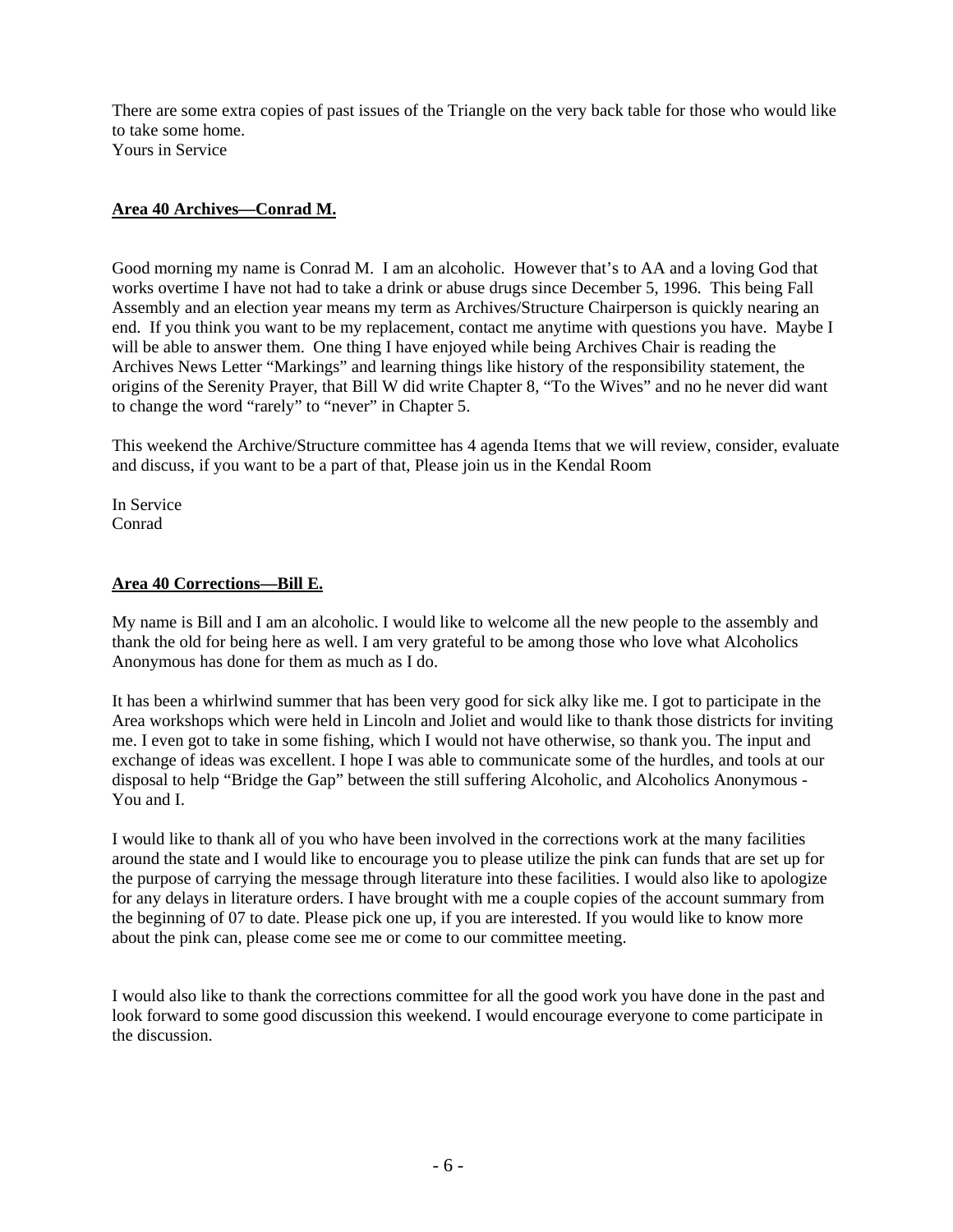There are some extra copies of past issues of the Triangle on the very back table for those who would like to take some home.
Yours in Service

**Area 40 Archives—Conrad M.**

Good morning my name is Conrad M. I am an alcoholic. However that's to AA and a loving God that works overtime I have not had to take a drink or abuse drugs since December 5, 1996. This being Fall Assembly and an election year means my term as Archives/Structure Chairperson is quickly nearing an end. If you think you want to be my replacement, contact me anytime with questions you have. Maybe I will be able to answer them. One thing I have enjoyed while being Archives Chair is reading the Archives News Letter "Markings" and learning things like history of the responsibility statement, the origins of the Serenity Prayer, that Bill W did write Chapter 8, "To the Wives" and no he never did want to change the word "rarely" to "never" in Chapter 5.

This weekend the Archive/Structure committee has 4 agenda Items that we will review, consider, evaluate and discuss, if you want to be a part of that, Please join us in the Kendal Room

In Service
Conrad

**Area 40 Corrections—Bill E.**

My name is Bill and I am an alcoholic. I would like to welcome all the new people to the assembly and thank the old for being here as well. I am very grateful to be among those who love what Alcoholics Anonymous has done for them as much as I do.

It has been a whirlwind summer that has been very good for sick alky like me. I got to participate in the Area workshops which were held in Lincoln and Joliet and would like to thank those districts for inviting me. I even got to take in some fishing, which I would not have otherwise, so thank you. The input and exchange of ideas was excellent. I hope I was able to communicate some of the hurdles, and tools at our disposal to help "Bridge the Gap" between the still suffering Alcoholic, and Alcoholics Anonymous - You and I.

I would like to thank all of you who have been involved in the corrections work at the many facilities around the state and I would like to encourage you to please utilize the pink can funds that are set up for the purpose of carrying the message through literature into these facilities. I would also like to apologize for any delays in literature orders. I have brought with me a couple copies of the account summary from the beginning of 07 to date. Please pick one up, if you are interested. If you would like to know more about the pink can, please come see me or come to our committee meeting.

I would also like to thank the corrections committee for all the good work you have done in the past and look forward to some good discussion this weekend. I would encourage everyone to come participate in the discussion.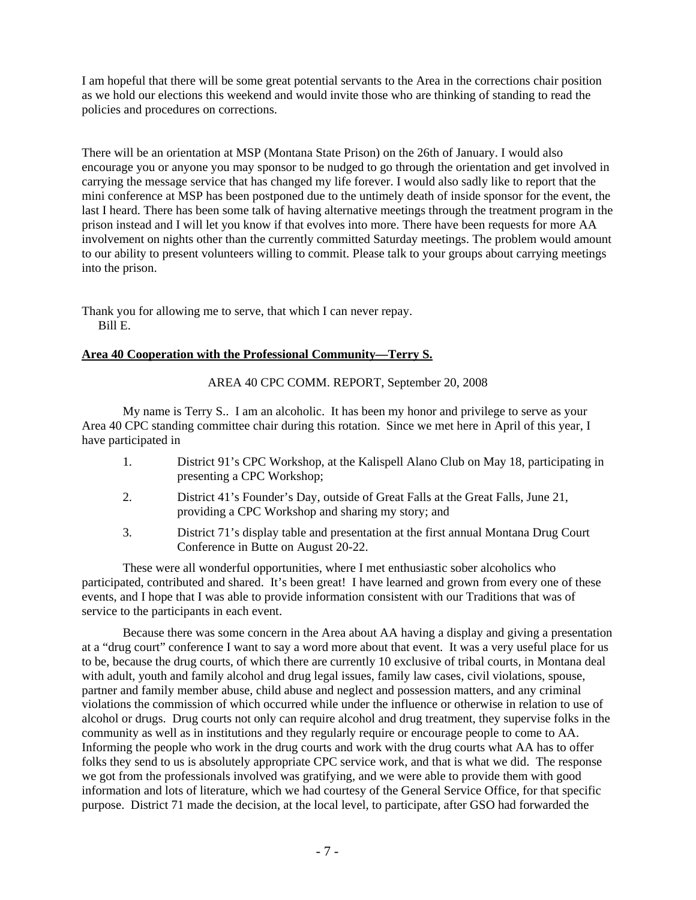I am hopeful that there will be some great potential servants to the Area in the corrections chair position as we hold our elections this weekend and would invite those who are thinking of standing to read the policies and procedures on corrections.

There will be an orientation at MSP (Montana State Prison) on the 26th of January. I would also encourage you or anyone you may sponsor to be nudged to go through the orientation and get involved in carrying the message service that has changed my life forever. I would also sadly like to report that the mini conference at MSP has been postponed due to the untimely death of inside sponsor for the event, the last I heard. There has been some talk of having alternative meetings through the treatment program in the prison instead and I will let you know if that evolves into more. There have been requests for more AA involvement on nights other than the currently committed Saturday meetings. The problem would amount to our ability to present volunteers willing to commit. Please talk to your groups about carrying meetings into the prison.

Thank you for allowing me to serve, that which I can never repay.
Bill E.

**Area 40 Cooperation with the Professional Community—Terry S.**

AREA 40 CPC COMM. REPORT, September 20, 2008

My name is Terry S.. I am an alcoholic. It has been my honor and privilege to serve as your Area 40 CPC standing committee chair during this rotation. Since we met here in April of this year, I have participated in

1. District 91's CPC Workshop, at the Kalispell Alano Club on May 18, participating in presenting a CPC Workshop;
2. District 41's Founder's Day, outside of Great Falls at the Great Falls, June 21, providing a CPC Workshop and sharing my story; and
3. District 71's display table and presentation at the first annual Montana Drug Court Conference in Butte on August 20-22.

These were all wonderful opportunities, where I met enthusiastic sober alcoholics who participated, contributed and shared. It's been great! I have learned and grown from every one of these events, and I hope that I was able to provide information consistent with our Traditions that was of service to the participants in each event.

Because there was some concern in the Area about AA having a display and giving a presentation at a "drug court" conference I want to say a word more about that event. It was a very useful place for us to be, because the drug courts, of which there are currently 10 exclusive of tribal courts, in Montana deal with adult, youth and family alcohol and drug legal issues, family law cases, civil violations, spouse, partner and family member abuse, child abuse and neglect and possession matters, and any criminal violations the commission of which occurred while under the influence or otherwise in relation to use of alcohol or drugs. Drug courts not only can require alcohol and drug treatment, they supervise folks in the community as well as in institutions and they regularly require or encourage people to come to AA. Informing the people who work in the drug courts and work with the drug courts what AA has to offer folks they send to us is absolutely appropriate CPC service work, and that is what we did. The response we got from the professionals involved was gratifying, and we were able to provide them with good information and lots of literature, which we had courtesy of the General Service Office, for that specific purpose. District 71 made the decision, at the local level, to participate, after GSO had forwarded the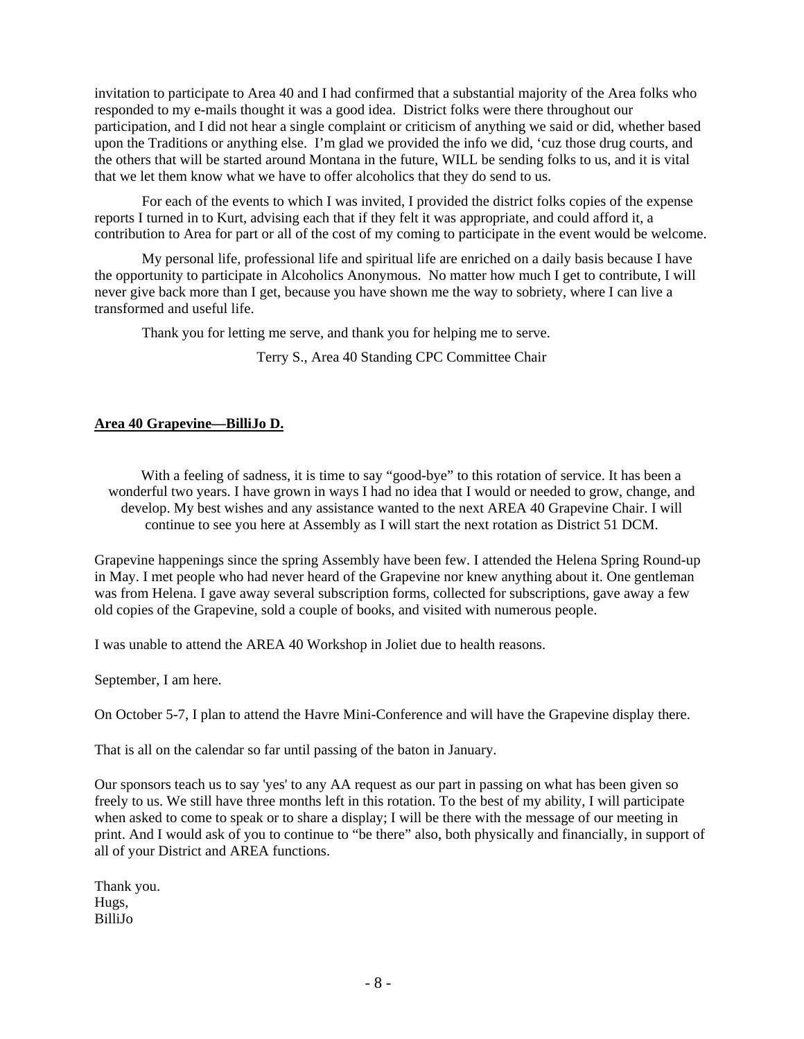invitation to participate to Area 40 and I had confirmed that a substantial majority of the Area folks who responded to my e-mails thought it was a good idea. District folks were there throughout our participation, and I did not hear a single complaint or criticism of anything we said or did, whether based upon the Traditions or anything else. I'm glad we provided the info we did, 'cuz those drug courts, and the others that will be started around Montana in the future, WILL be sending folks to us, and it is vital that we let them know what we have to offer alcoholics that they do send to us.

For each of the events to which I was invited, I provided the district folks copies of the expense reports I turned in to Kurt, advising each that if they felt it was appropriate, and could afford it, a contribution to Area for part or all of the cost of my coming to participate in the event would be welcome.

My personal life, professional life and spiritual life are enriched on a daily basis because I have the opportunity to participate in Alcoholics Anonymous. No matter how much I get to contribute, I will never give back more than I get, because you have shown me the way to sobriety, where I can live a transformed and useful life.

Thank you for letting me serve, and thank you for helping me to serve.

Terry S., Area 40 Standing CPC Committee Chair

**Area 40 Grapevine—BilliJo D.**

With a feeling of sadness, it is time to say "good-bye" to this rotation of service. It has been a wonderful two years. I have grown in ways I had no idea that I would or needed to grow, change, and develop. My best wishes and any assistance wanted to the next AREA 40 Grapevine Chair. I will continue to see you here at Assembly as I will start the next rotation as District 51 DCM.

Grapevine happenings since the spring Assembly have been few. I attended the Helena Spring Round-up in May. I met people who had never heard of the Grapevine nor knew anything about it. One gentleman was from Helena. I gave away several subscription forms, collected for subscriptions, gave away a few old copies of the Grapevine, sold a couple of books, and visited with numerous people.

I was unable to attend the AREA 40 Workshop in Joliet due to health reasons.

September, I am here.

On October 5-7, I plan to attend the Havre Mini-Conference and will have the Grapevine display there.

That is all on the calendar so far until passing of the baton in January.

Our sponsors teach us to say 'yes' to any AA request as our part in passing on what has been given so freely to us. We still have three months left in this rotation. To the best of my ability, I will participate when asked to come to speak or to share a display; I will be there with the message of our meeting in print. And I would ask of you to continue to "be there" also, both physically and financially, in support of all of your District and AREA functions.

Thank you.
Hugs,
BilliJo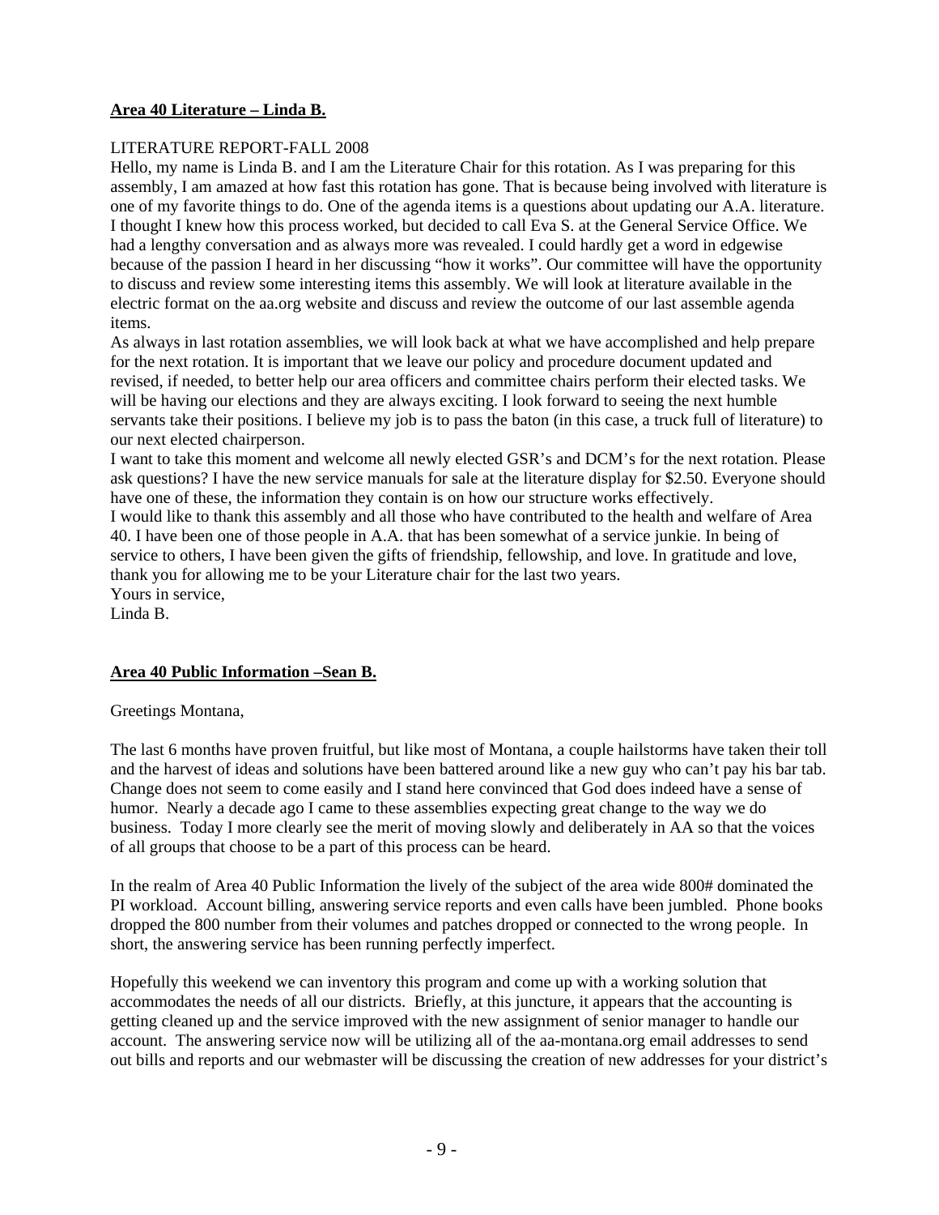**Area 40 Literature – Linda B.**

LITERATURE REPORT-FALL 2008

Hello, my name is Linda B. and I am the Literature Chair for this rotation. As I was preparing for this assembly, I am amazed at how fast this rotation has gone. That is because being involved with literature is one of my favorite things to do. One of the agenda items is a questions about updating our A.A. literature. I thought I knew how this process worked, but decided to call Eva S. at the General Service Office. We had a lengthy conversation and as always more was revealed. I could hardly get a word in edgewise because of the passion I heard in her discussing "how it works". Our committee will have the opportunity to discuss and review some interesting items this assembly. We will look at literature available in the electric format on the aa.org website and discuss and review the outcome of our last assemble agenda items.

As always in last rotation assemblies, we will look back at what we have accomplished and help prepare for the next rotation. It is important that we leave our policy and procedure document updated and revised, if needed, to better help our area officers and committee chairs perform their elected tasks. We will be having our elections and they are always exciting. I look forward to seeing the next humble servants take their positions. I believe my job is to pass the baton (in this case, a truck full of literature) to our next elected chairperson.

I want to take this moment and welcome all newly elected GSR's and DCM's for the next rotation. Please ask questions? I have the new service manuals for sale at the literature display for $2.50. Everyone should have one of these, the information they contain is on how our structure works effectively.

I would like to thank this assembly and all those who have contributed to the health and welfare of Area 40. I have been one of those people in A.A. that has been somewhat of a service junkie. In being of service to others, I have been given the gifts of friendship, fellowship, and love. In gratitude and love, thank you for allowing me to be your Literature chair for the last two years.

Yours in service,

Linda B.

**Area 40 Public Information –Sean B.**

Greetings Montana,

The last 6 months have proven fruitful, but like most of Montana, a couple hailstorms have taken their toll and the harvest of ideas and solutions have been battered around like a new guy who can't pay his bar tab. Change does not seem to come easily and I stand here convinced that God does indeed have a sense of humor. Nearly a decade ago I came to these assemblies expecting great change to the way we do business. Today I more clearly see the merit of moving slowly and deliberately in AA so that the voices of all groups that choose to be a part of this process can be heard.

In the realm of Area 40 Public Information the lively of the subject of the area wide 800# dominated the PI workload. Account billing, answering service reports and even calls have been jumbled. Phone books dropped the 800 number from their volumes and patches dropped or connected to the wrong people. In short, the answering service has been running perfectly imperfect.

Hopefully this weekend we can inventory this program and come up with a working solution that accommodates the needs of all our districts. Briefly, at this juncture, it appears that the accounting is getting cleaned up and the service improved with the new assignment of senior manager to handle our account. The answering service now will be utilizing all of the aa-montana.org email addresses to send out bills and reports and our webmaster will be discussing the creation of new addresses for your district's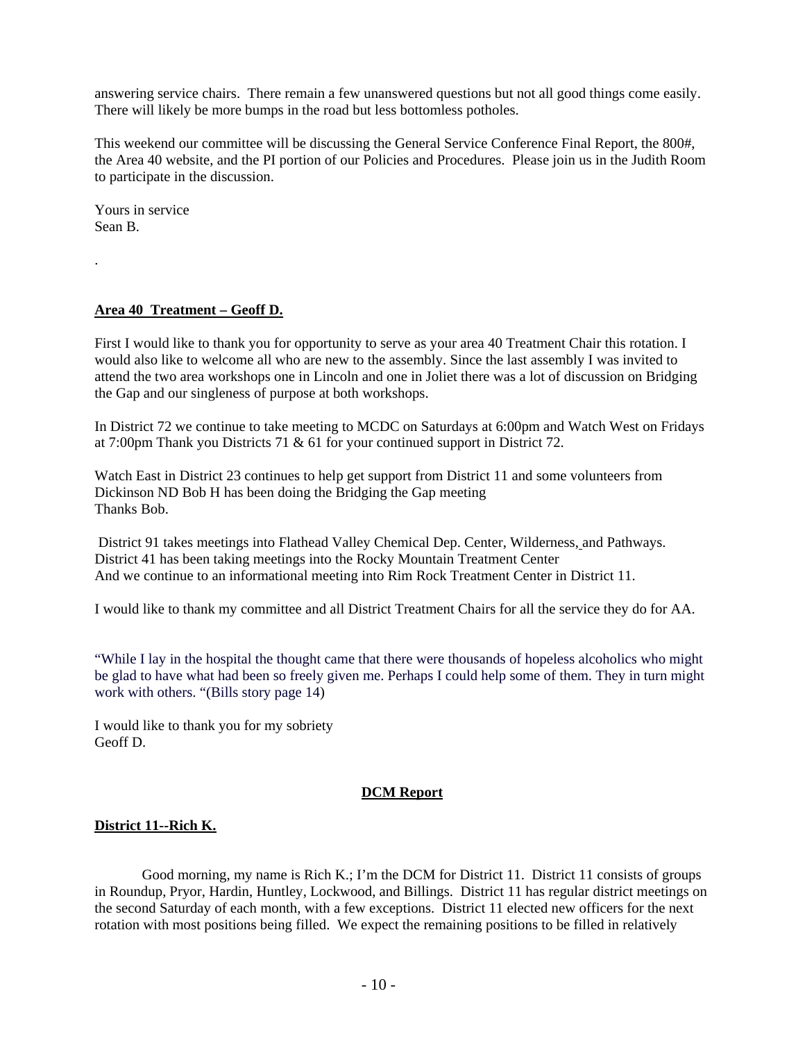answering service chairs. There remain a few unanswered questions but not all good things come easily. There will likely be more bumps in the road but less bottomless potholes.

This weekend our committee will be discussing the General Service Conference Final Report, the 800#, the Area 40 website, and the PI portion of our Policies and Procedures. Please join us in the Judith Room to participate in the discussion.

Yours in service
Sean B.

.

**Area 40 Treatment – Geoff D.**

First I would like to thank you for opportunity to serve as your area 40 Treatment Chair this rotation. I would also like to welcome all who are new to the assembly. Since the last assembly I was invited to attend the two area workshops one in Lincoln and one in Joliet there was a lot of discussion on Bridging the Gap and our singleness of purpose at both workshops.

In District 72 we continue to take meeting to MCDC on Saturdays at 6:00pm and Watch West on Fridays at 7:00pm Thank you Districts 71 & 61 for your continued support in District 72.

Watch East in District 23 continues to help get support from District 11 and some volunteers from Dickinson ND Bob H has been doing the Bridging the Gap meeting
Thanks Bob.

District 91 takes meetings into Flathead Valley Chemical Dep. Center, Wilderness, and Pathways.
District 41 has been taking meetings into the Rocky Mountain Treatment Center
And we continue to an informational meeting into Rim Rock Treatment Center in District 11.

I would like to thank my committee and all District Treatment Chairs for all the service they do for AA.

"While I lay in the hospital the thought came that there were thousands of hopeless alcoholics who might be glad to have what had been so freely given me. Perhaps I could help some of them. They in turn might work with others. "(Bills story page 14)

I would like to thank you for my sobriety
Geoff D.

**DCM Report**

**District 11--Rich K.**

Good morning, my name is Rich K.; I'm the DCM for District 11. District 11 consists of groups in Roundup, Pryor, Hardin, Huntley, Lockwood, and Billings. District 11 has regular district meetings on the second Saturday of each month, with a few exceptions. District 11 elected new officers for the next rotation with most positions being filled. We expect the remaining positions to be filled in relatively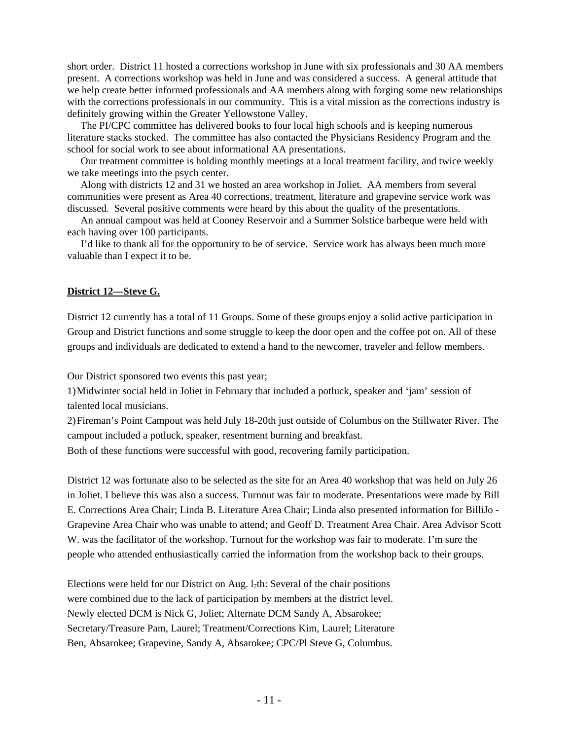short order. District 11 hosted a corrections workshop in June with six professionals and 30 AA members present. A corrections workshop was held in June and was considered a success. A general attitude that we help create better informed professionals and AA members along with forging some new relationships with the corrections professionals in our community. This is a vital mission as the corrections industry is definitely growing within the Greater Yellowstone Valley.

The PI/CPC committee has delivered books to four local high schools and is keeping numerous literature stacks stocked. The committee has also contacted the Physicians Residency Program and the school for social work to see about informational AA presentations.

Our treatment committee is holding monthly meetings at a local treatment facility, and twice weekly we take meetings into the psych center.

Along with districts 12 and 31 we hosted an area workshop in Joliet. AA members from several communities were present as Area 40 corrections, treatment, literature and grapevine service work was discussed. Several positive comments were heard by this about the quality of the presentations.

An annual campout was held at Cooney Reservoir and a Summer Solstice barbeque were held with each having over 100 participants.

I'd like to thank all for the opportunity to be of service. Service work has always been much more valuable than I expect it to be.

**District 12—Steve G.**

District 12 currently has a total of 11 Groups. Some of these groups enjoy a solid active participation in Group and District functions and some struggle to keep the door open and the coffee pot on. All of these groups and individuals are dedicated to extend a hand to the newcomer, traveler and fellow members.

Our District sponsored two events this past year;

1) Midwinter social held in Joliet in February that included a potluck, speaker and 'jam' session of talented local musicians.
2) Fireman's Point Campout was held July 18-20th just outside of Columbus on the Stillwater River. The campout included a potluck, speaker, resentment burning and breakfast.

Both of these functions were successful with good, recovering family participation.

District 12 was fortunate also to be selected as the site for an Area 40 workshop that was held on July 26 in Joliet. I believe this was also a success. Turnout was fair to moderate. Presentations were made by Bill E. Corrections Area Chair; Linda B. Literature Area Chair; Linda also presented information for BilliJo - Grapevine Area Chair who was unable to attend; and Geoff D. Treatment Area Chair. Area Advisor Scott W. was the facilitator of the workshop. Turnout for the workshop was fair to moderate. I'm sure the people who attended enthusiastically carried the information from the workshop back to their groups.

Elections were held for our District on Aug. 17th: Several of the chair positions were combined due to the lack of participation by members at the district level. Newly elected DCM is Nick G, Joliet; Alternate DCM Sandy A, Absarokee; Secretary/Treasure Pam, Laurel; Treatment/Corrections Kim, Laurel; Literature Ben, Absarokee; Grapevine, Sandy A, Absarokee; CPC/PI Steve G, Columbus.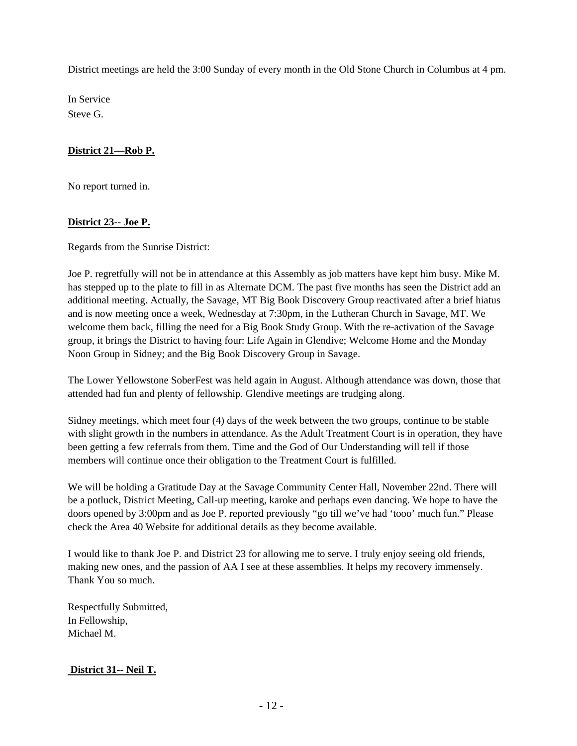District meetings are held the 3:00 Sunday of every month in the Old Stone Church in Columbus at 4 pm.

In Service
Steve G.

**District 21—Rob P.**

No report turned in.

**District 23-- Joe P.**

Regards from the Sunrise District:

Joe P. regretfully will not be in attendance at this Assembly as job matters have kept him busy. Mike M. has stepped up to the plate to fill in as Alternate DCM. The past five months has seen the District add an additional meeting. Actually, the Savage, MT Big Book Discovery Group reactivated after a brief hiatus and is now meeting once a week, Wednesday at 7:30pm, in the Lutheran Church in Savage, MT. We welcome them back, filling the need for a Big Book Study Group. With the re-activation of the Savage group, it brings the District to having four: Life Again in Glendive; Welcome Home and the Monday Noon Group in Sidney; and the Big Book Discovery Group in Savage.

The Lower Yellowstone SoberFest was held again in August. Although attendance was down, those that attended had fun and plenty of fellowship. Glendive meetings are trudging along.

Sidney meetings, which meet four (4) days of the week between the two groups, continue to be stable with slight growth in the numbers in attendance. As the Adult Treatment Court is in operation, they have been getting a few referrals from them. Time and the God of Our Understanding will tell if those members will continue once their obligation to the Treatment Court is fulfilled.

We will be holding a Gratitude Day at the Savage Community Center Hall, November 22nd. There will be a potluck, District Meeting, Call-up meeting, karoke and perhaps even dancing. We hope to have the doors opened by 3:00pm and as Joe P. reported previously "go till we've had 'tooo' much fun." Please check the Area 40 Website for additional details as they become available.

I would like to thank Joe P. and District 23 for allowing me to serve. I truly enjoy seeing old friends, making new ones, and the passion of AA I see at these assemblies. It helps my recovery immensely. Thank You so much.

Respectfully Submitted,
In Fellowship,
Michael M.

**District 31-- Neil T.**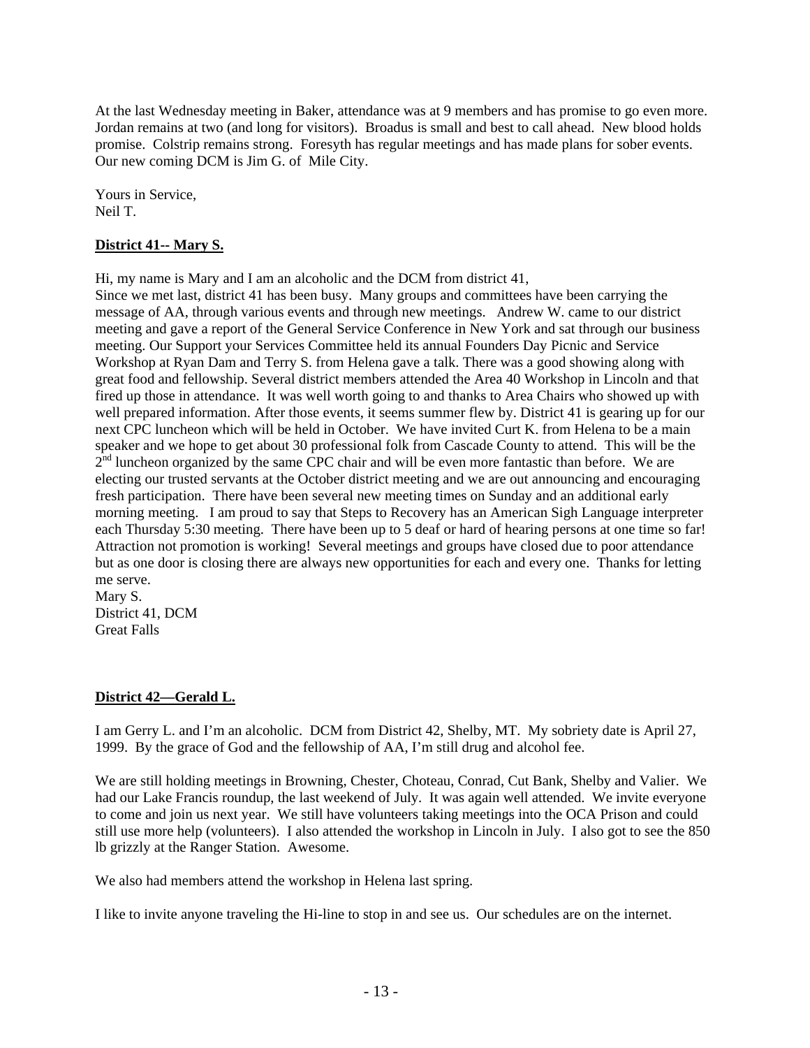At the last Wednesday meeting in Baker, attendance was at 9 members and has promise to go even more. Jordan remains at two (and long for visitors). Broadus is small and best to call ahead. New blood holds promise. Colstrip remains strong. Foresyth has regular meetings and has made plans for sober events. Our new coming DCM is Jim G. of Mile City.

Yours in Service,
Neil T.

**District 41-- Mary S.**

Hi, my name is Mary and I am an alcoholic and the DCM from district 41,
Since we met last, district 41 has been busy. Many groups and committees have been carrying the message of AA, through various events and through new meetings. Andrew W. came to our district meeting and gave a report of the General Service Conference in New York and sat through our business meeting. Our Support your Services Committee held its annual Founders Day Picnic and Service Workshop at Ryan Dam and Terry S. from Helena gave a talk. There was a good showing along with great food and fellowship. Several district members attended the Area 40 Workshop in Lincoln and that fired up those in attendance. It was well worth going to and thanks to Area Chairs who showed up with well prepared information. After those events, it seems summer flew by. District 41 is gearing up for our next CPC luncheon which will be held in October. We have invited Curt K. from Helena to be a main speaker and we hope to get about 30 professional folk from Cascade County to attend. This will be the 2nd luncheon organized by the same CPC chair and will be even more fantastic than before. We are electing our trusted servants at the October district meeting and we are out announcing and encouraging fresh participation. There have been several new meeting times on Sunday and an additional early morning meeting. I am proud to say that Steps to Recovery has an American Sigh Language interpreter each Thursday 5:30 meeting. There have been up to 5 deaf or hard of hearing persons at one time so far! Attraction not promotion is working! Several meetings and groups have closed due to poor attendance but as one door is closing there are always new opportunities for each and every one. Thanks for letting me serve.
Mary S.
District 41, DCM
Great Falls

**District 42—Gerald L.**

I am Gerry L. and I'm an alcoholic. DCM from District 42, Shelby, MT. My sobriety date is April 27, 1999. By the grace of God and the fellowship of AA, I'm still drug and alcohol fee.

We are still holding meetings in Browning, Chester, Choteau, Conrad, Cut Bank, Shelby and Valier. We had our Lake Francis roundup, the last weekend of July. It was again well attended. We invite everyone to come and join us next year. We still have volunteers taking meetings into the OCA Prison and could still use more help (volunteers). I also attended the workshop in Lincoln in July. I also got to see the 850 lb grizzly at the Ranger Station. Awesome.

We also had members attend the workshop in Helena last spring.

I like to invite anyone traveling the Hi-line to stop in and see us. Our schedules are on the internet.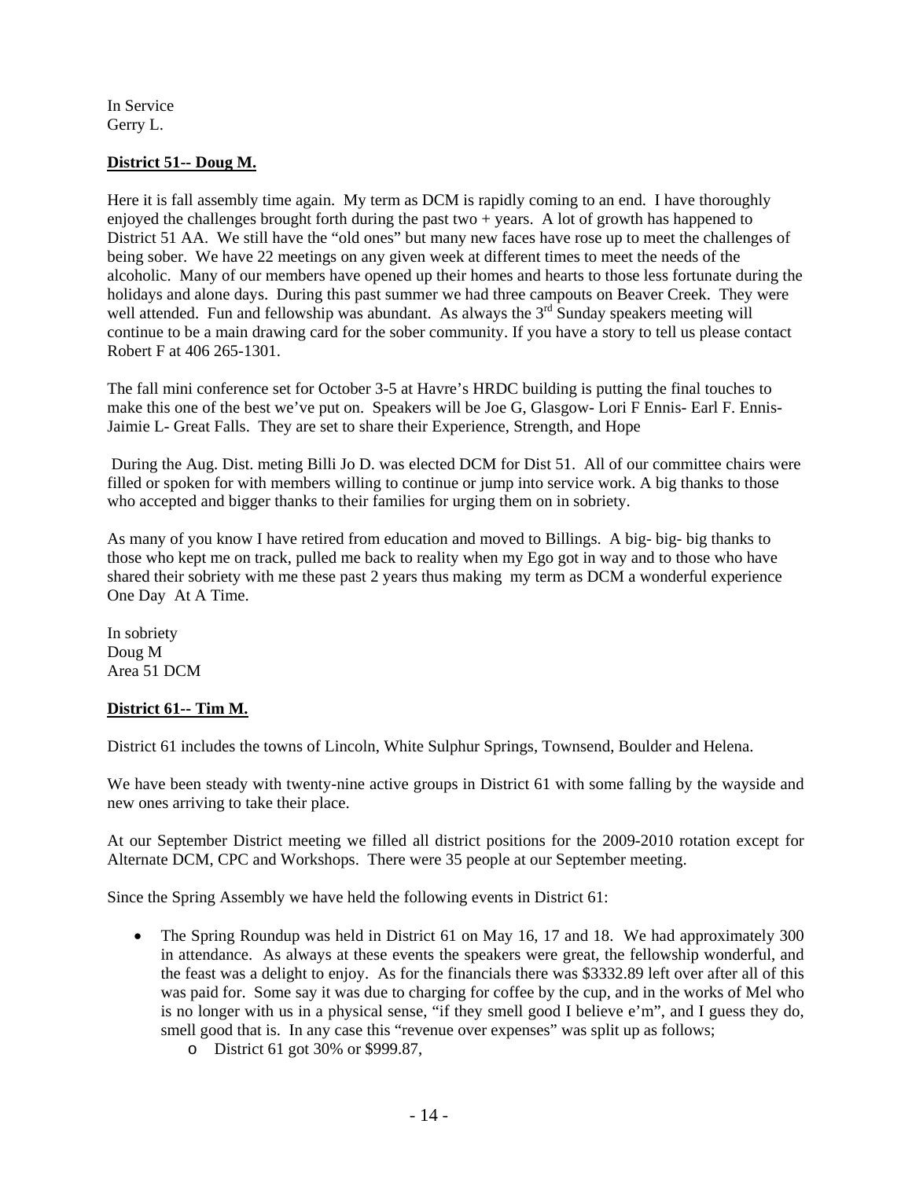In Service
Gerry L.

**District 51-- Doug M.**

Here it is fall assembly time again. My term as DCM is rapidly coming to an end. I have thoroughly enjoyed the challenges brought forth during the past two + years. A lot of growth has happened to District 51 AA. We still have the "old ones" but many new faces have rose up to meet the challenges of being sober. We have 22 meetings on any given week at different times to meet the needs of the alcoholic. Many of our members have opened up their homes and hearts to those less fortunate during the holidays and alone days. During this past summer we had three campouts on Beaver Creek. They were well attended. Fun and fellowship was abundant. As always the 3rd Sunday speakers meeting will continue to be a main drawing card for the sober community. If you have a story to tell us please contact Robert F at 406 265-1301.

The fall mini conference set for October 3-5 at Havre's HRDC building is putting the final touches to make this one of the best we've put on. Speakers will be Joe G, Glasgow- Lori F Ennis- Earl F. Ennis- Jaimie L- Great Falls. They are set to share their Experience, Strength, and Hope

During the Aug. Dist. meting Billi Jo D. was elected DCM for Dist 51. All of our committee chairs were filled or spoken for with members willing to continue or jump into service work. A big thanks to those who accepted and bigger thanks to their families for urging them on in sobriety.

As many of you know I have retired from education and moved to Billings. A big- big- big thanks to those who kept me on track, pulled me back to reality when my Ego got in way and to those who have shared their sobriety with me these past 2 years thus making my term as DCM a wonderful experience One Day At A Time.

In sobriety
Doug M
Area 51 DCM

**District 61-- Tim M.**

District 61 includes the towns of Lincoln, White Sulphur Springs, Townsend, Boulder and Helena.

We have been steady with twenty-nine active groups in District 61 with some falling by the wayside and new ones arriving to take their place.

At our September District meeting we filled all district positions for the 2009-2010 rotation except for Alternate DCM, CPC and Workshops. There were 35 people at our September meeting.

Since the Spring Assembly we have held the following events in District 61:

- The Spring Roundup was held in District 61 on May 16, 17 and 18. We had approximately 300 in attendance. As always at these events the speakers were great, the fellowship wonderful, and the feast was a delight to enjoy. As for the financials there was $3332.89 left over after all of this was paid for. Some say it was due to charging for coffee by the cup, and in the works of Mel who is no longer with us in a physical sense, "if they smell good I believe e'm", and I guess they do, smell good that is. In any case this "revenue over expenses" was split up as follows;
    - District 61 got 30% or $999.87,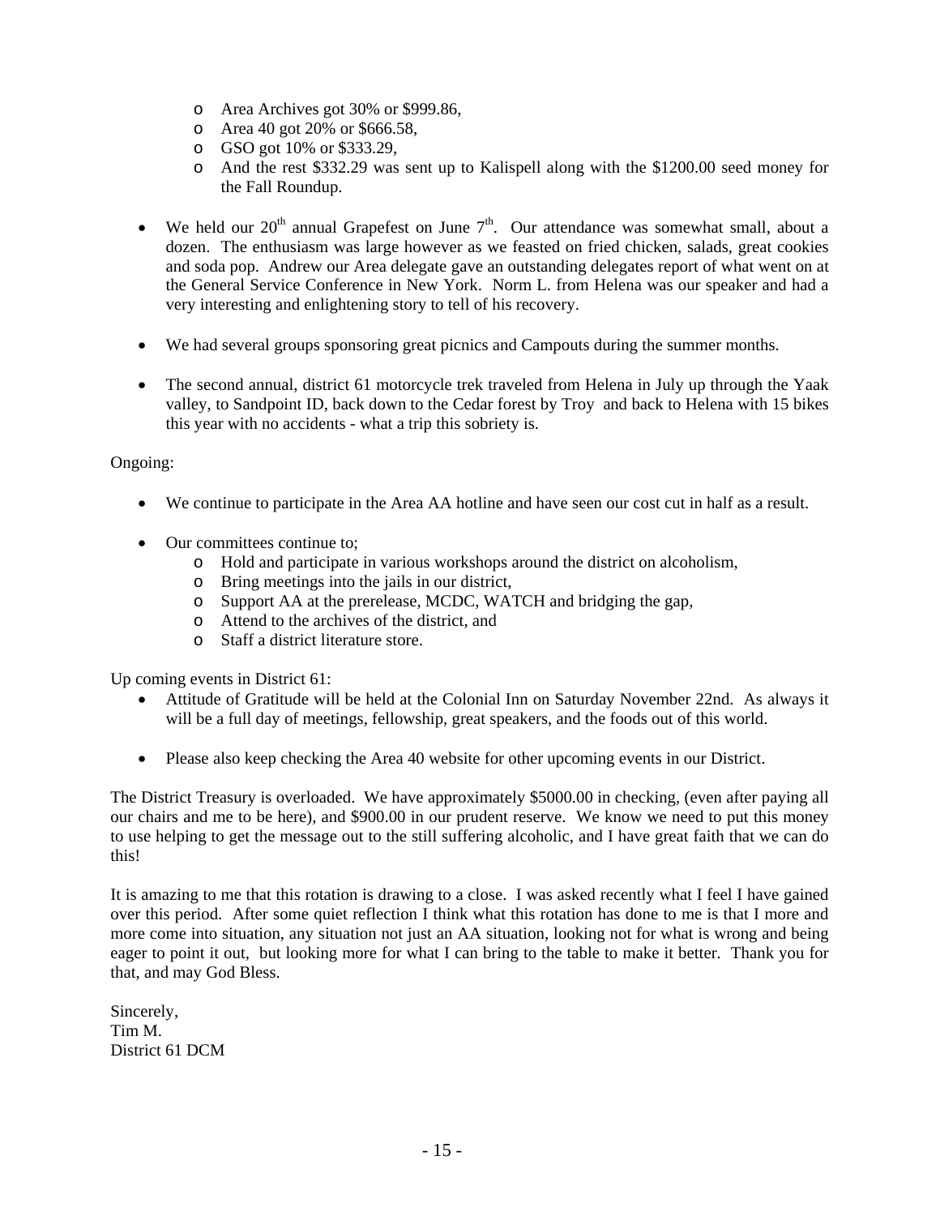- Area Archives got 30% or $999.86,
  - Area 40 got 20% or $666.58,
  - GSO got 10% or $333.29,
  - And the rest $332.29 was sent up to Kalispell along with the $1200.00 seed money for the Fall Roundup.

- We held our 20th annual Grapefest on June 7th. Our attendance was somewhat small, about a dozen. The enthusiasm was large however as we feasted on fried chicken, salads, great cookies and soda pop. Andrew our Area delegate gave an outstanding delegates report of what went on at the General Service Conference in New York. Norm L. from Helena was our speaker and had a very interesting and enlightening story to tell of his recovery.

- We had several groups sponsoring great picnics and Campouts during the summer months.

- The second annual, district 61 motorcycle trek traveled from Helena in July up through the Yaak valley, to Sandpoint ID, back down to the Cedar forest by Troy and back to Helena with 15 bikes this year with no accidents - what a trip this sobriety is.

Ongoing:

- We continue to participate in the Area AA hotline and have seen our cost cut in half as a result.

- Our committees continue to;
  - Hold and participate in various workshops around the district on alcoholism,
  - Bring meetings into the jails in our district,
  - Support AA at the prerelease, MCDC, WATCH and bridging the gap,
  - Attend to the archives of the district, and
  - Staff a district literature store.

Up coming events in District 61:

- Attitude of Gratitude will be held at the Colonial Inn on Saturday November 22nd. As always it will be a full day of meetings, fellowship, great speakers, and the foods out of this world.

- Please also keep checking the Area 40 website for other upcoming events in our District.

The District Treasury is overloaded. We have approximately $5000.00 in checking, (even after paying all our chairs and me to be here), and $900.00 in our prudent reserve. We know we need to put this money to use helping to get the message out to the still suffering alcoholic, and I have great faith that we can do this!

It is amazing to me that this rotation is drawing to a close. I was asked recently what I feel I have gained over this period. After some quiet reflection I think what this rotation has done to me is that I more and more come into situation, any situation not just an AA situation, looking not for what is wrong and being eager to point it out, but looking more for what I can bring to the table to make it better. Thank you for that, and may God Bless.

Sincerely,
Tim M.
District 61 DCM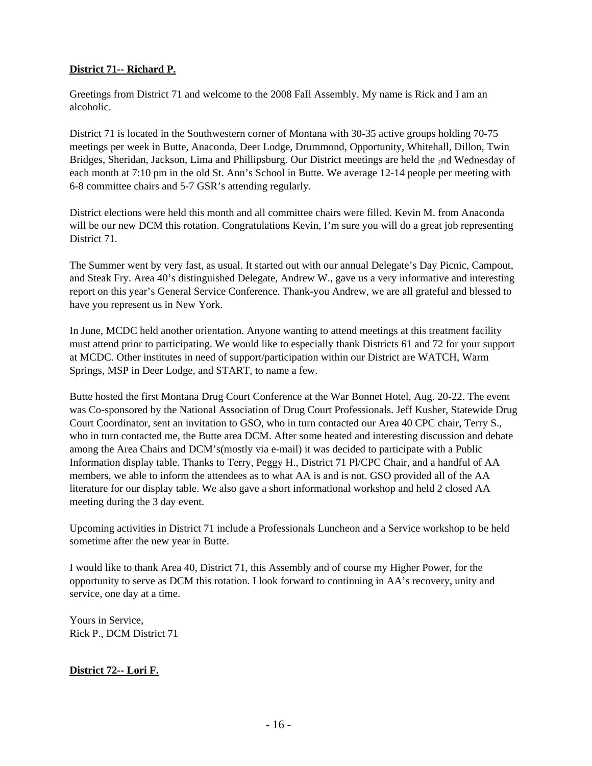**District 71-- Richard P.**

Greetings from District 71 and welcome to the 2008 Fall Assembly. My name is Rick and I am an alcoholic.

District 71 is located in the Southwestern corner of Montana with 30-35 active groups holding 70-75 meetings per week in Butte, Anaconda, Deer Lodge, Drummond, Opportunity, Whitehall, Dillon, Twin Bridges, Sheridan, Jackson, Lima and Phillipsburg. Our District meetings are held the 2nd Wednesday of each month at 7:10 pm in the old St. Ann's School in Butte. We average 12-14 people per meeting with 6-8 committee chairs and 5-7 GSR's attending regularly.

District elections were held this month and all committee chairs were filled. Kevin M. from Anaconda will be our new DCM this rotation. Congratulations Kevin, I'm sure you will do a great job representing District 71.

The Summer went by very fast, as usual. It started out with our annual Delegate's Day Picnic, Campout, and Steak Fry. Area 40's distinguished Delegate, Andrew W., gave us a very informative and interesting report on this year's General Service Conference. Thank-you Andrew, we are all grateful and blessed to have you represent us in New York.

In June, MCDC held another orientation. Anyone wanting to attend meetings at this treatment facility must attend prior to participating. We would like to especially thank Districts 61 and 72 for your support at MCDC. Other institutes in need of support/participation within our District are WATCH, Warm Springs, MSP in Deer Lodge, and START, to name a few.

Butte hosted the first Montana Drug Court Conference at the War Bonnet Hotel, Aug. 20-22. The event was Co-sponsored by the National Association of Drug Court Professionals. Jeff Kusher, Statewide Drug Court Coordinator, sent an invitation to GSO, who in turn contacted our Area 40 CPC chair, Terry S., who in turn contacted me, the Butte area DCM. After some heated and interesting discussion and debate among the Area Chairs and DCM's(mostly via e-mail) it was decided to participate with a Public Information display table. Thanks to Terry, Peggy H., District 71 Pl/CPC Chair, and a handful of AA members, we able to inform the attendees as to what AA is and is not. GSO provided all of the AA literature for our display table. We also gave a short informational workshop and held 2 closed AA meeting during the 3 day event.

Upcoming activities in District 71 include a Professionals Luncheon and a Service workshop to be held sometime after the new year in Butte.

I would like to thank Area 40, District 71, this Assembly and of course my Higher Power, for the opportunity to serve as DCM this rotation. I look forward to continuing in AA's recovery, unity and service, one day at a time.

Yours in Service,
Rick P., DCM District 71

**District 72-- Lori F.**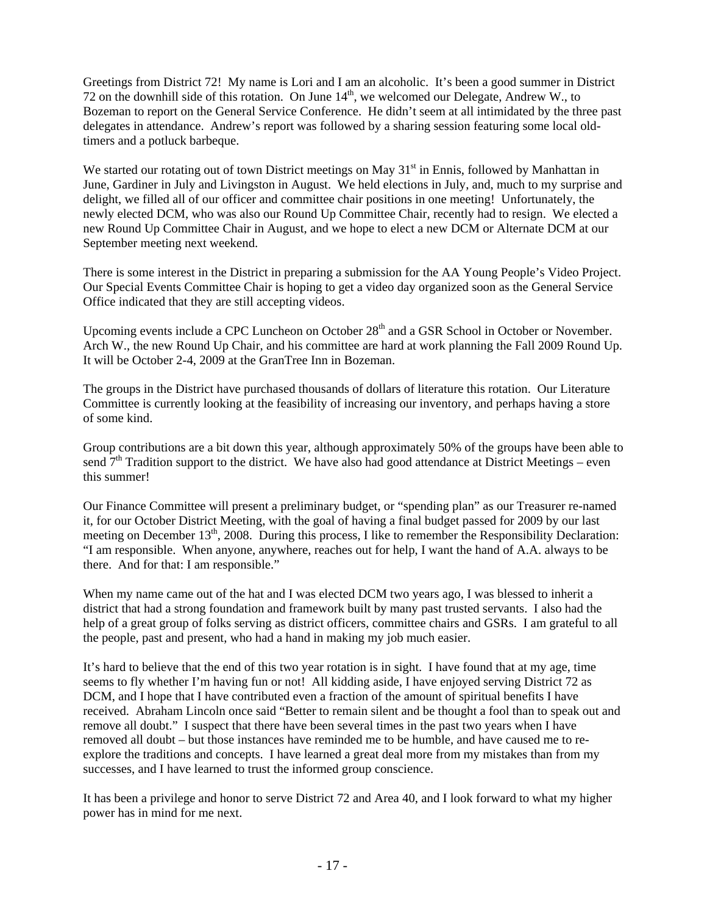Greetings from District 72! My name is Lori and I am an alcoholic. It's been a good summer in District 72 on the downhill side of this rotation. On June 14th, we welcomed our Delegate, Andrew W., to Bozeman to report on the General Service Conference. He didn't seem at all intimidated by the three past delegates in attendance. Andrew's report was followed by a sharing session featuring some local old-timers and a potluck barbeque.

We started our rotating out of town District meetings on May 31st in Ennis, followed by Manhattan in June, Gardiner in July and Livingston in August. We held elections in July, and, much to my surprise and delight, we filled all of our officer and committee chair positions in one meeting! Unfortunately, the newly elected DCM, who was also our Round Up Committee Chair, recently had to resign. We elected a new Round Up Committee Chair in August, and we hope to elect a new DCM or Alternate DCM at our September meeting next weekend.

There is some interest in the District in preparing a submission for the AA Young People's Video Project. Our Special Events Committee Chair is hoping to get a video day organized soon as the General Service Office indicated that they are still accepting videos.

Upcoming events include a CPC Luncheon on October 28th and a GSR School in October or November. Arch W., the new Round Up Chair, and his committee are hard at work planning the Fall 2009 Round Up. It will be October 2-4, 2009 at the GranTree Inn in Bozeman.

The groups in the District have purchased thousands of dollars of literature this rotation. Our Literature Committee is currently looking at the feasibility of increasing our inventory, and perhaps having a store of some kind.

Group contributions are a bit down this year, although approximately 50% of the groups have been able to send 7th Tradition support to the district. We have also had good attendance at District Meetings – even this summer!

Our Finance Committee will present a preliminary budget, or "spending plan" as our Treasurer re-named it, for our October District Meeting, with the goal of having a final budget passed for 2009 by our last meeting on December 13th, 2008. During this process, I like to remember the Responsibility Declaration: "I am responsible. When anyone, anywhere, reaches out for help, I want the hand of A.A. always to be there. And for that: I am responsible."

When my name came out of the hat and I was elected DCM two years ago, I was blessed to inherit a district that had a strong foundation and framework built by many past trusted servants. I also had the help of a great group of folks serving as district officers, committee chairs and GSRs. I am grateful to all the people, past and present, who had a hand in making my job much easier.

It's hard to believe that the end of this two year rotation is in sight. I have found that at my age, time seems to fly whether I'm having fun or not! All kidding aside, I have enjoyed serving District 72 as DCM, and I hope that I have contributed even a fraction of the amount of spiritual benefits I have received. Abraham Lincoln once said "Better to remain silent and be thought a fool than to speak out and remove all doubt." I suspect that there have been several times in the past two years when I have removed all doubt – but those instances have reminded me to be humble, and have caused me to re-explore the traditions and concepts. I have learned a great deal more from my mistakes than from my successes, and I have learned to trust the informed group conscience.

It has been a privilege and honor to serve District 72 and Area 40, and I look forward to what my higher power has in mind for me next.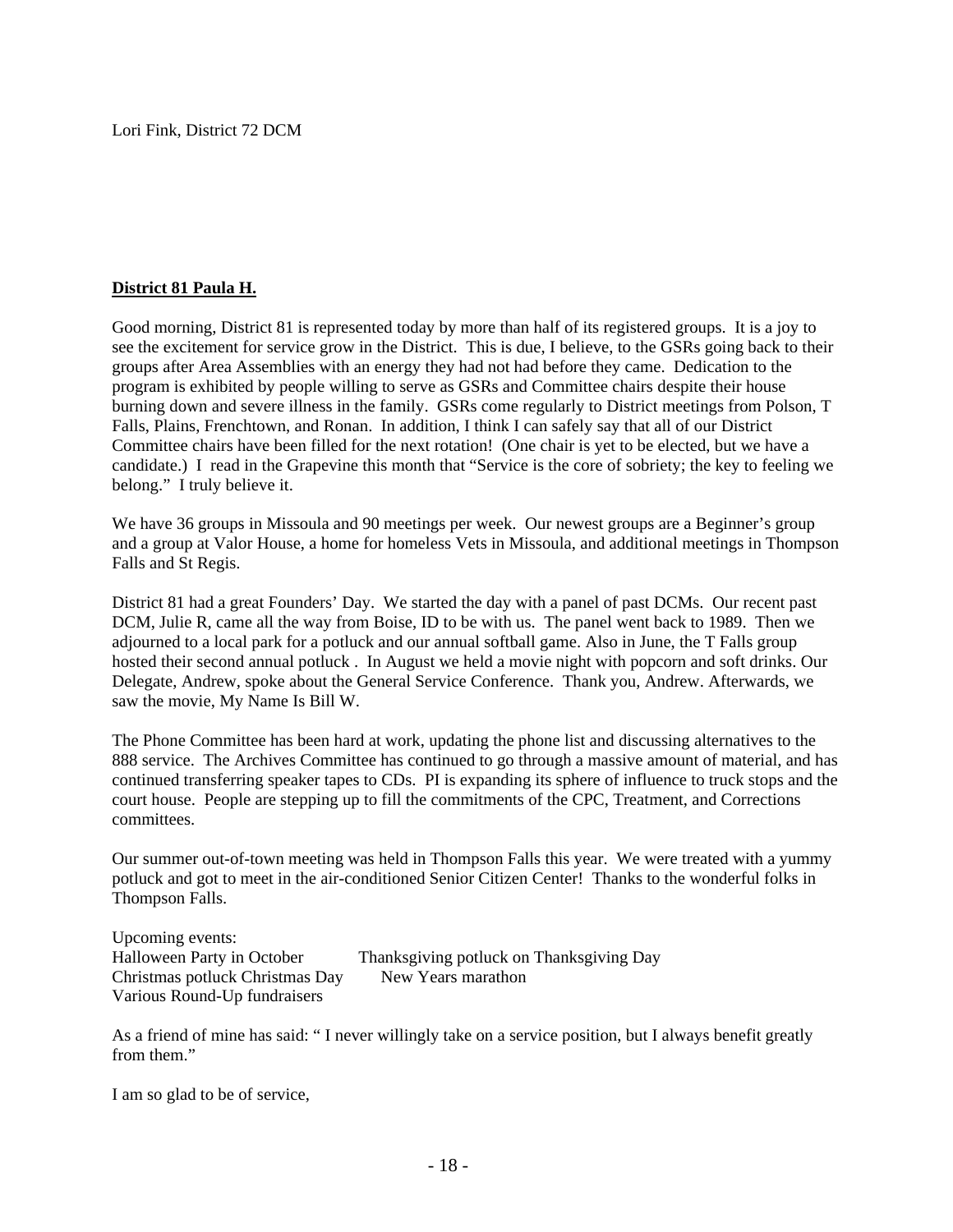Lori Fink, District 72 DCM

**District 81 Paula H.**

Good morning, District 81 is represented today by more than half of its registered groups. It is a joy to see the excitement for service grow in the District. This is due, I believe, to the GSRs going back to their groups after Area Assemblies with an energy they had not had before they came. Dedication to the program is exhibited by people willing to serve as GSRs and Committee chairs despite their house burning down and severe illness in the family. GSRs come regularly to District meetings from Polson, T Falls, Plains, Frenchtown, and Ronan. In addition, I think I can safely say that all of our District Committee chairs have been filled for the next rotation! (One chair is yet to be elected, but we have a candidate.) I read in the Grapevine this month that "Service is the core of sobriety; the key to feeling we belong." I truly believe it.

We have 36 groups in Missoula and 90 meetings per week. Our newest groups are a Beginner's group and a group at Valor House, a home for homeless Vets in Missoula, and additional meetings in Thompson Falls and St Regis.

District 81 had a great Founders' Day. We started the day with a panel of past DCMs. Our recent past DCM, Julie R, came all the way from Boise, ID to be with us. The panel went back to 1989. Then we adjourned to a local park for a potluck and our annual softball game. Also in June, the T Falls group hosted their second annual potluck . In August we held a movie night with popcorn and soft drinks. Our Delegate, Andrew, spoke about the General Service Conference. Thank you, Andrew. Afterwards, we saw the movie, My Name Is Bill W.

The Phone Committee has been hard at work, updating the phone list and discussing alternatives to the 888 service. The Archives Committee has continued to go through a massive amount of material, and has continued transferring speaker tapes to CDs. PI is expanding its sphere of influence to truck stops and the court house. People are stepping up to fill the commitments of the CPC, Treatment, and Corrections committees.

Our summer out-of-town meeting was held in Thompson Falls this year. We were treated with a yummy potluck and got to meet in the air-conditioned Senior Citizen Center! Thanks to the wonderful folks in Thompson Falls.

Upcoming events:
Halloween Party in October — Thanksgiving potluck on Thanksgiving Day
Christmas potluck Christmas Day — New Years marathon
Various Round-Up fundraisers

As a friend of mine has said: " I never willingly take on a service position, but I always benefit greatly from them."

I am so glad to be of service,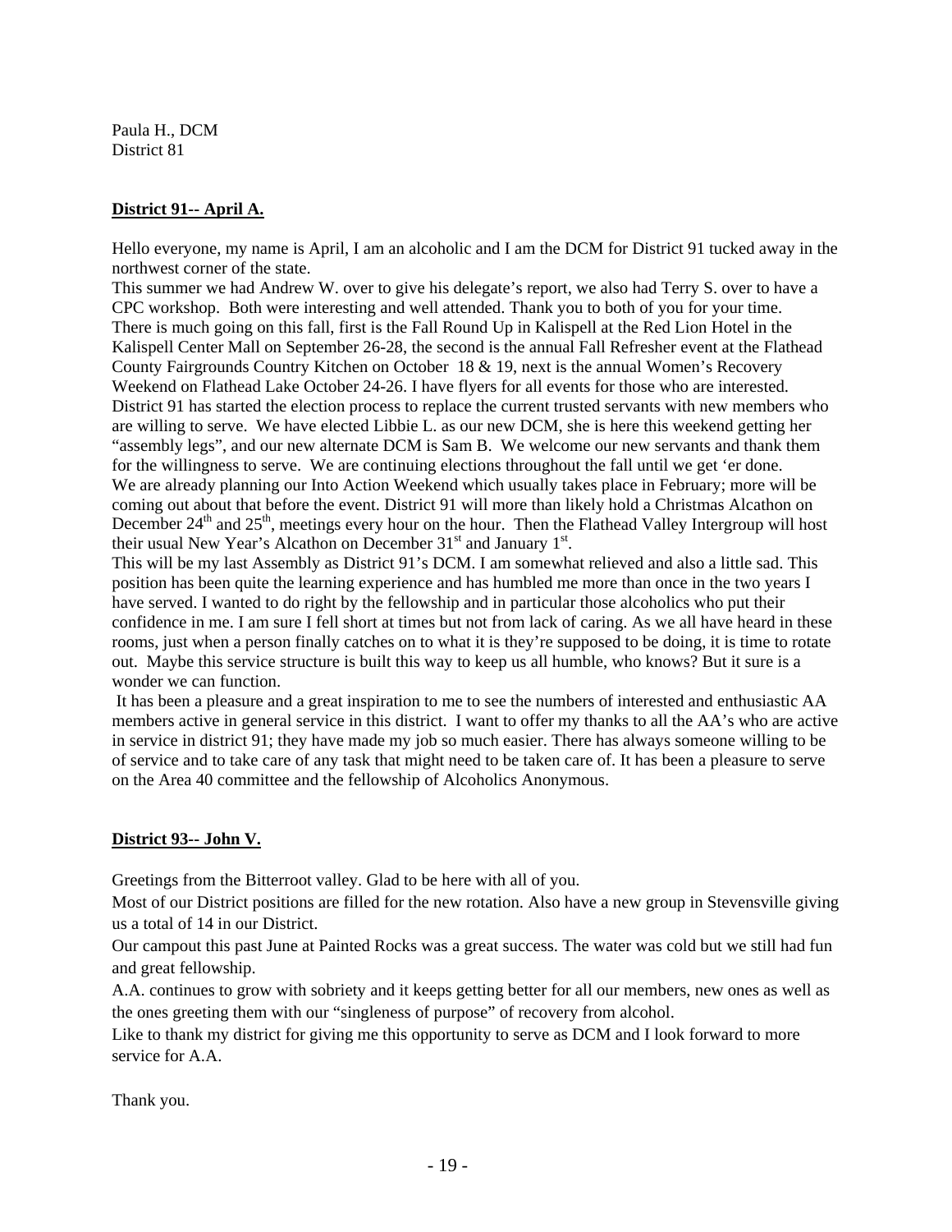Paula H., DCM
District 81

**District 91-- April A.**

Hello everyone, my name is April, I am an alcoholic and I am the DCM for District 91 tucked away in the northwest corner of the state.

This summer we had Andrew W. over to give his delegate's report, we also had Terry S. over to have a CPC workshop. Both were interesting and well attended. Thank you to both of you for your time.

There is much going on this fall, first is the Fall Round Up in Kalispell at the Red Lion Hotel in the Kalispell Center Mall on September 26-28, the second is the annual Fall Refresher event at the Flathead County Fairgrounds Country Kitchen on October 18 & 19, next is the annual Women's Recovery Weekend on Flathead Lake October 24-26. I have flyers for all events for those who are interested.

District 91 has started the election process to replace the current trusted servants with new members who are willing to serve. We have elected Libbie L. as our new DCM, she is here this weekend getting her "assembly legs", and our new alternate DCM is Sam B. We welcome our new servants and thank them for the willingness to serve. We are continuing elections throughout the fall until we get 'er done.

We are already planning our Into Action Weekend which usually takes place in February; more will be coming out about that before the event. District 91 will more than likely hold a Christmas Alcathon on December 24th and 25th, meetings every hour on the hour. Then the Flathead Valley Intergroup will host their usual New Year's Alcathon on December 31st and January 1st.

This will be my last Assembly as District 91's DCM. I am somewhat relieved and also a little sad. This position has been quite the learning experience and has humbled me more than once in the two years I have served. I wanted to do right by the fellowship and in particular those alcoholics who put their confidence in me. I am sure I fell short at times but not from lack of caring. As we all have heard in these rooms, just when a person finally catches on to what it is they're supposed to be doing, it is time to rotate out. Maybe this service structure is built this way to keep us all humble, who knows? But it sure is a wonder we can function.

It has been a pleasure and a great inspiration to me to see the numbers of interested and enthusiastic AA members active in general service in this district. I want to offer my thanks to all the AA's who are active in service in district 91; they have made my job so much easier. There has always someone willing to be of service and to take care of any task that might need to be taken care of. It has been a pleasure to serve on the Area 40 committee and the fellowship of Alcoholics Anonymous.

**District 93-- John V.**

Greetings from the Bitterroot valley. Glad to be here with all of you.

Most of our District positions are filled for the new rotation. Also have a new group in Stevensville giving us a total of 14 in our District.

Our campout this past June at Painted Rocks was a great success. The water was cold but we still had fun and great fellowship.

A.A. continues to grow with sobriety and it keeps getting better for all our members, new ones as well as the ones greeting them with our "singleness of purpose" of recovery from alcohol.

Like to thank my district for giving me this opportunity to serve as DCM and I look forward to more service for A.A.

Thank you.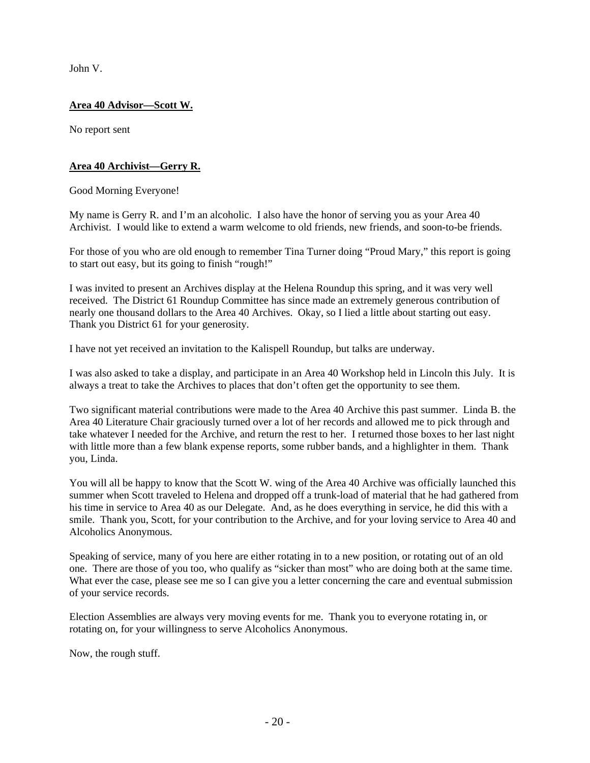John V.

**Area 40 Advisor—Scott W.**

No report sent

**Area 40 Archivist—Gerry R.**

Good Morning Everyone!

My name is Gerry R. and I'm an alcoholic. I also have the honor of serving you as your Area 40 Archivist. I would like to extend a warm welcome to old friends, new friends, and soon-to-be friends.

For those of you who are old enough to remember Tina Turner doing "Proud Mary," this report is going to start out easy, but its going to finish "rough!"

I was invited to present an Archives display at the Helena Roundup this spring, and it was very well received. The District 61 Roundup Committee has since made an extremely generous contribution of nearly one thousand dollars to the Area 40 Archives. Okay, so I lied a little about starting out easy. Thank you District 61 for your generosity.

I have not yet received an invitation to the Kalispell Roundup, but talks are underway.

I was also asked to take a display, and participate in an Area 40 Workshop held in Lincoln this July. It is always a treat to take the Archives to places that don't often get the opportunity to see them.

Two significant material contributions were made to the Area 40 Archive this past summer. Linda B. the Area 40 Literature Chair graciously turned over a lot of her records and allowed me to pick through and take whatever I needed for the Archive, and return the rest to her. I returned those boxes to her last night with little more than a few blank expense reports, some rubber bands, and a highlighter in them. Thank you, Linda.

You will all be happy to know that the Scott W. wing of the Area 40 Archive was officially launched this summer when Scott traveled to Helena and dropped off a trunk-load of material that he had gathered from his time in service to Area 40 as our Delegate. And, as he does everything in service, he did this with a smile. Thank you, Scott, for your contribution to the Archive, and for your loving service to Area 40 and Alcoholics Anonymous.

Speaking of service, many of you here are either rotating in to a new position, or rotating out of an old one. There are those of you too, who qualify as "sicker than most" who are doing both at the same time. What ever the case, please see me so I can give you a letter concerning the care and eventual submission of your service records.

Election Assemblies are always very moving events for me. Thank you to everyone rotating in, or rotating on, for your willingness to serve Alcoholics Anonymous.

Now, the rough stuff.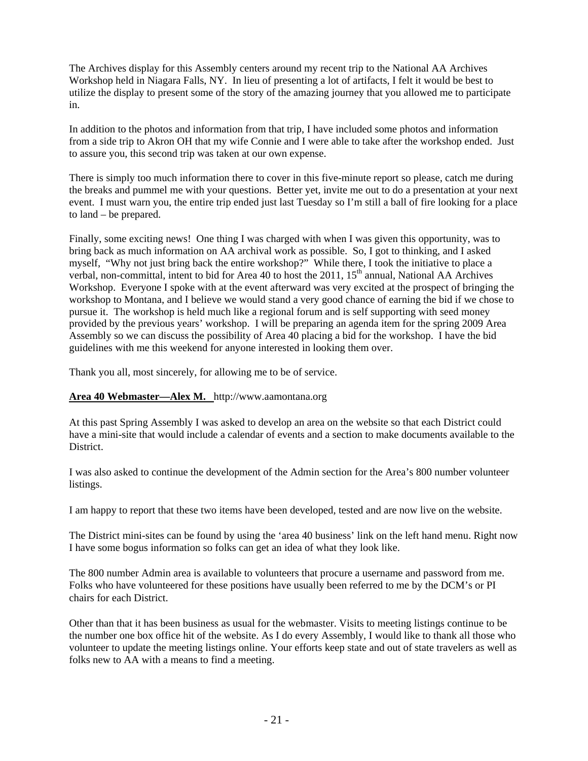The Archives display for this Assembly centers around my recent trip to the National AA Archives Workshop held in Niagara Falls, NY. In lieu of presenting a lot of artifacts, I felt it would be best to utilize the display to present some of the story of the amazing journey that you allowed me to participate in.

In addition to the photos and information from that trip, I have included some photos and information from a side trip to Akron OH that my wife Connie and I were able to take after the workshop ended. Just to assure you, this second trip was taken at our own expense.

There is simply too much information there to cover in this five-minute report so please, catch me during the breaks and pummel me with your questions. Better yet, invite me out to do a presentation at your next event. I must warn you, the entire trip ended just last Tuesday so I'm still a ball of fire looking for a place to land – be prepared.

Finally, some exciting news! One thing I was charged with when I was given this opportunity, was to bring back as much information on AA archival work as possible. So, I got to thinking, and I asked myself, "Why not just bring back the entire workshop?" While there, I took the initiative to place a verbal, non-committal, intent to bid for Area 40 to host the 2011, 15th annual, National AA Archives Workshop. Everyone I spoke with at the event afterward was very excited at the prospect of bringing the workshop to Montana, and I believe we would stand a very good chance of earning the bid if we chose to pursue it. The workshop is held much like a regional forum and is self supporting with seed money provided by the previous years' workshop. I will be preparing an agenda item for the spring 2009 Area Assembly so we can discuss the possibility of Area 40 placing a bid for the workshop. I have the bid guidelines with me this weekend for anyone interested in looking them over.

Thank you all, most sincerely, for allowing me to be of service.

**Area 40 Webmaster—Alex M.** http://www.aamontana.org

At this past Spring Assembly I was asked to develop an area on the website so that each District could have a mini-site that would include a calendar of events and a section to make documents available to the District.

I was also asked to continue the development of the Admin section for the Area's 800 number volunteer listings.

I am happy to report that these two items have been developed, tested and are now live on the website.

The District mini-sites can be found by using the 'area 40 business' link on the left hand menu. Right now I have some bogus information so folks can get an idea of what they look like.

The 800 number Admin area is available to volunteers that procure a username and password from me. Folks who have volunteered for these positions have usually been referred to me by the DCM's or PI chairs for each District.

Other than that it has been business as usual for the webmaster. Visits to meeting listings continue to be the number one box office hit of the website. As I do every Assembly, I would like to thank all those who volunteer to update the meeting listings online. Your efforts keep state and out of state travelers as well as folks new to AA with a means to find a meeting.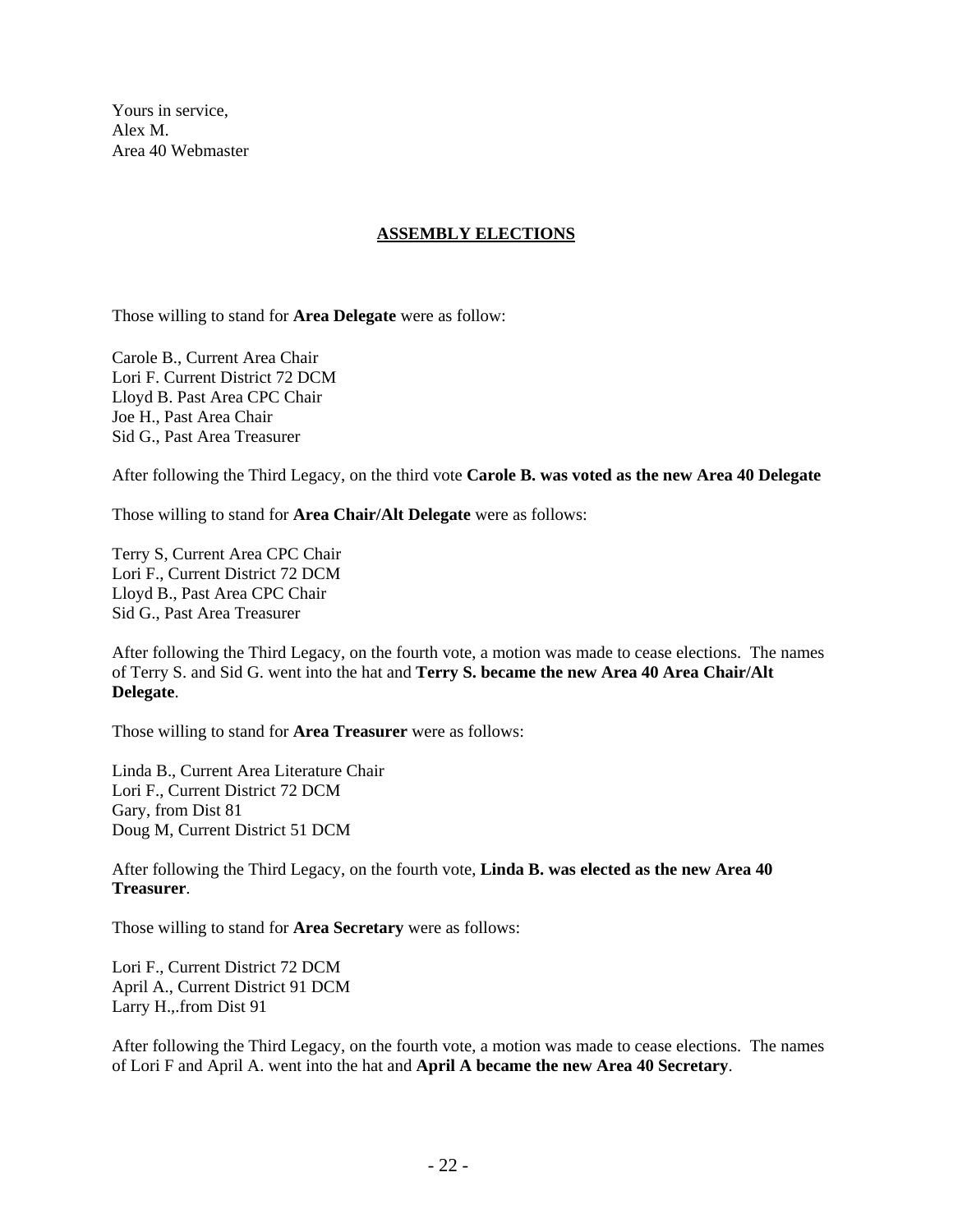Yours in service,
Alex M.
Area 40 Webmaster

## ASSEMBLY ELECTIONS

Those willing to stand for **Area Delegate** were as follow:

Carole B., Current Area Chair
Lori F. Current District 72 DCM
Lloyd B. Past Area CPC Chair
Joe H., Past Area Chair
Sid G., Past Area Treasurer

After following the Third Legacy, on the third vote **Carole B. was voted as the new Area 40 Delegate**

Those willing to stand for **Area Chair/Alt Delegate** were as follows:

Terry S, Current Area CPC Chair
Lori F., Current District 72 DCM
Lloyd B., Past Area CPC Chair
Sid G., Past Area Treasurer

After following the Third Legacy, on the fourth vote, a motion was made to cease elections. The names of Terry S. and Sid G. went into the hat and **Terry S. became the new Area 40 Area Chair/Alt Delegate**.

Those willing to stand for **Area Treasurer** were as follows:

Linda B., Current Area Literature Chair
Lori F., Current District 72 DCM
Gary, from Dist 81
Doug M, Current District 51 DCM

After following the Third Legacy, on the fourth vote, **Linda B. was elected as the new Area 40 Treasurer**.

Those willing to stand for **Area Secretary** were as follows:

Lori F., Current District 72 DCM
April A., Current District 91 DCM
Larry H.,.from Dist 91

After following the Third Legacy, on the fourth vote, a motion was made to cease elections. The names of Lori F and April A. went into the hat and **April A became the new Area 40 Secretary**.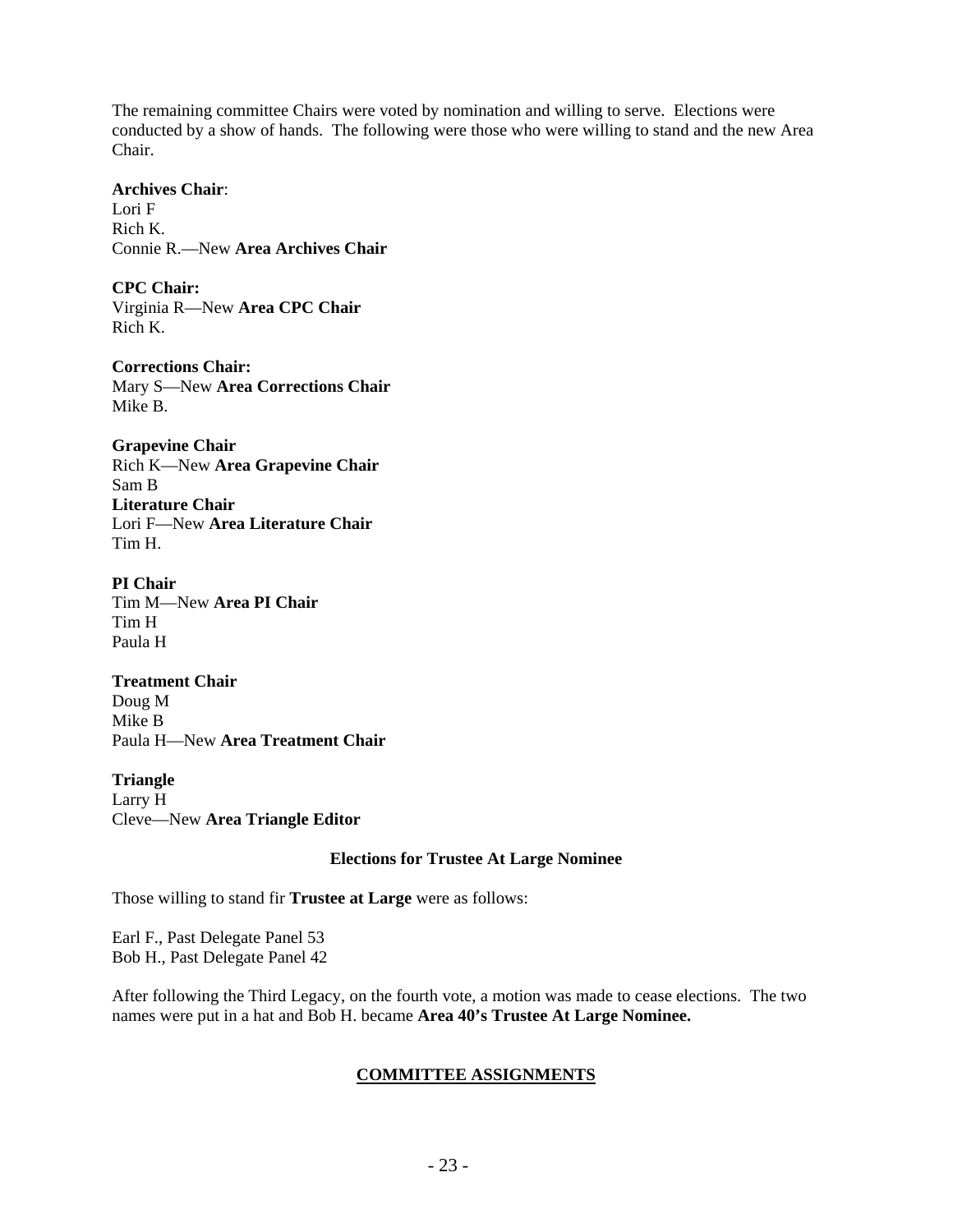The remaining committee Chairs were voted by nomination and willing to serve. Elections were conducted by a show of hands. The following were those who were willing to stand and the new Area Chair.

**Archives Chair**:
Lori F
Rich K.
Connie R.—New **Area Archives Chair**

**CPC Chair:**
Virginia R—New **Area CPC Chair**
Rich K.

**Corrections Chair:**
Mary S—New **Area Corrections Chair**
Mike B.

**Grapevine Chair**
Rich K—New **Area Grapevine Chair**
Sam B

**Literature Chair**
Lori F—New **Area Literature Chair**
Tim H.

**PI Chair**
Tim M—New **Area PI Chair**
Tim H
Paula H

**Treatment Chair**
Doug M
Mike B
Paula H—New **Area Treatment Chair**

**Triangle**
Larry H
Cleve—New **Area Triangle Editor**

**Elections for Trustee At Large Nominee**

Those willing to stand fir **Trustee at Large** were as follows:

Earl F., Past Delegate Panel 53
Bob H., Past Delegate Panel 42

After following the Third Legacy, on the fourth vote, a motion was made to cease elections. The two names were put in a hat and Bob H. became **Area 40's Trustee At Large Nominee.**

**COMMITTEE ASSIGNMENTS**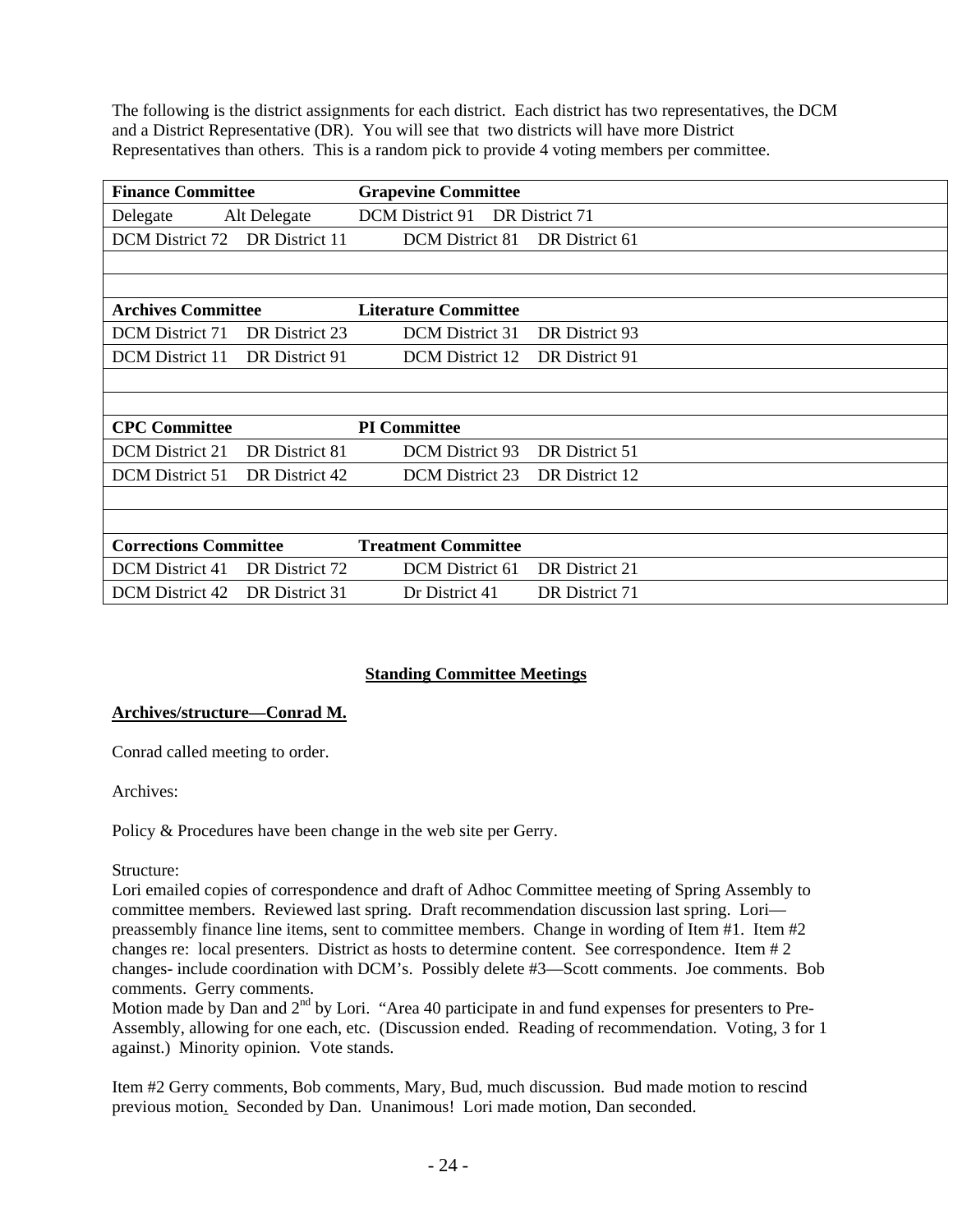The following is the district assignments for each district. Each district has two representatives, the DCM and a District Representative (DR). You will see that two districts will have more District Representatives than others. This is a random pick to provide 4 voting members per committee.

| **Finance Committee** | | **Grapevine Committee** | |
|---|---|---|---|
| Delegate | Alt Delegate | DCM District 91 | DR District 71 |
| DCM District 72 | DR District 11 | DCM District 81 | DR District 61 |
| | | | |
| | | | |
| **Archives Committee** | | **Literature Committee** | |
| DCM District 71 | DR District 23 | DCM District 31 | DR District 93 |
| DCM District 11 | DR District 91 | DCM District 12 | DR District 91 |
| | | | |
| | | | |
| **CPC Committee** | | **PI Committee** | |
| DCM District 21 | DR District 81 | DCM District 93 | DR District 51 |
| DCM District 51 | DR District 42 | DCM District 23 | DR District 12 |
| | | | |
| | | | |
| **Corrections Committee** | | **Treatment Committee** | |
| DCM District 41 | DR District 72 | DCM District 61 | DR District 21 |
| DCM District 42 | DR District 31 | Dr District 41 | DR District 71 |

## Standing Committee Meetings

### Archives/structure—Conrad M.

Conrad called meeting to order.

Archives:

Policy & Procedures have been change in the web site per Gerry.

Structure:
Lori emailed copies of correspondence and draft of Adhoc Committee meeting of Spring Assembly to committee members. Reviewed last spring. Draft recommendation discussion last spring. Lori—preassembly finance line items, sent to committee members. Change in wording of Item #1. Item #2 changes re: local presenters. District as hosts to determine content. See correspondence. Item # 2 changes- include coordination with DCM's. Possibly delete #3—Scott comments. Joe comments. Bob comments. Gerry comments.
Motion made by Dan and 2nd by Lori. "Area 40 participate in and fund expenses for presenters to Pre-Assembly, allowing for one each, etc. (Discussion ended. Reading of recommendation. Voting, 3 for 1 against.) Minority opinion. Vote stands.

Item #2 Gerry comments, Bob comments, Mary, Bud, much discussion. Bud made motion to rescind previous motion. Seconded by Dan. Unanimous! Lori made motion, Dan seconded.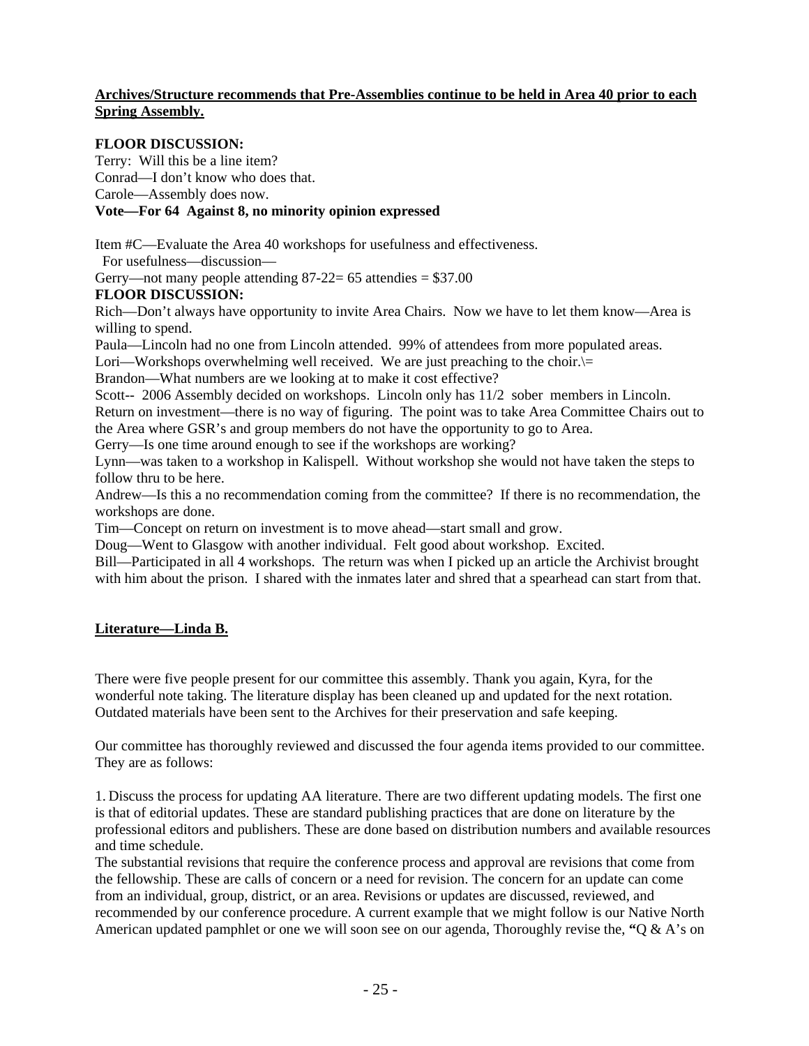**<u>Archives/Structure recommends that Pre-Assemblies continue to be held in Area 40 prior to each Spring Assembly.</u>**

**FLOOR DISCUSSION:**
Terry: Will this be a line item?
Conrad—I don't know who does that.
Carole—Assembly does now.
**Vote—For 64 Against 8, no minority opinion expressed**

Item #C—Evaluate the Area 40 workshops for usefulness and effectiveness.
For usefulness—discussion—
Gerry—not many people attending 87-22= 65 attendies = $37.00
**FLOOR DISCUSSION:**
Rich—Don't always have opportunity to invite Area Chairs. Now we have to let them know—Area is willing to spend.
Paula—Lincoln had no one from Lincoln attended. 99% of attendees from more populated areas.
Lori—Workshops overwhelming well received. We are just preaching to the choir.\=
Brandon—What numbers are we looking at to make it cost effective?
Scott-- 2006 Assembly decided on workshops. Lincoln only has 11/2 sober members in Lincoln.
Return on investment—there is no way of figuring. The point was to take Area Committee Chairs out to the Area where GSR's and group members do not have the opportunity to go to Area.
Gerry—Is one time around enough to see if the workshops are working?
Lynn—was taken to a workshop in Kalispell. Without workshop she would not have taken the steps to follow thru to be here.
Andrew—Is this a no recommendation coming from the committee? If there is no recommendation, the workshops are done.
Tim—Concept on return on investment is to move ahead—start small and grow.
Doug—Went to Glasgow with another individual. Felt good about workshop. Excited.
Bill—Participated in all 4 workshops. The return was when I picked up an article the Archivist brought with him about the prison. I shared with the inmates later and shred that a spearhead can start from that.

**<u>Literature—Linda B.</u>**

There were five people present for our committee this assembly. Thank you again, Kyra, for the wonderful note taking. The literature display has been cleaned up and updated for the next rotation. Outdated materials have been sent to the Archives for their preservation and safe keeping.

Our committee has thoroughly reviewed and discussed the four agenda items provided to our committee. They are as follows:

1. Discuss the process for updating AA literature. There are two different updating models. The first one is that of editorial updates. These are standard publishing practices that are done on literature by the professional editors and publishers. These are done based on distribution numbers and available resources and time schedule.
The substantial revisions that require the conference process and approval are revisions that come from the fellowship. These are calls of concern or a need for revision. The concern for an update can come from an individual, group, district, or an area. Revisions or updates are discussed, reviewed, and recommended by our conference procedure. A current example that we might follow is our Native North American updated pamphlet or one we will soon see on our agenda, Thoroughly revise the, **"**Q & A's on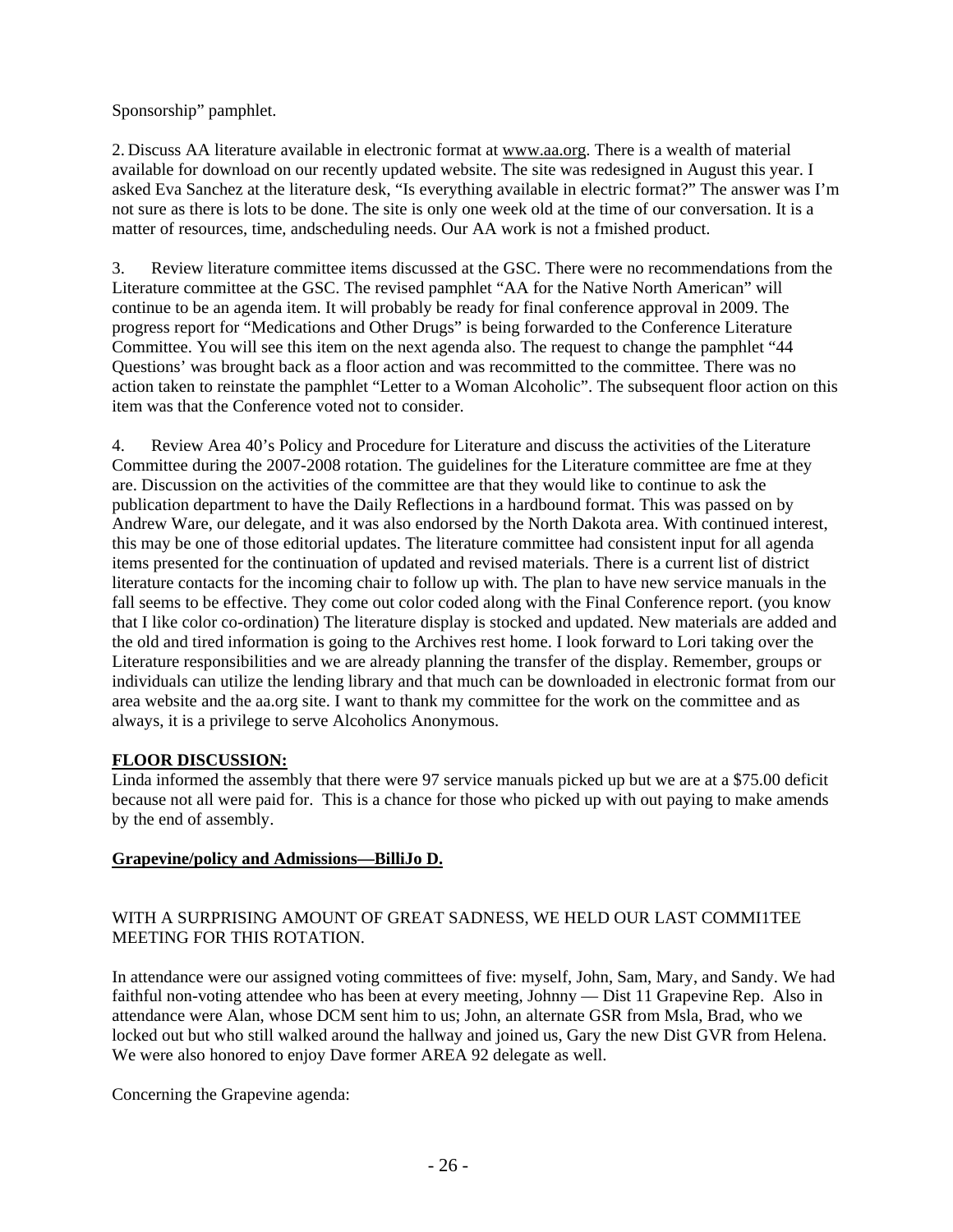Sponsorship" pamphlet.

2. Discuss AA literature available in electronic format at www.aa.org. There is a wealth of material available for download on our recently updated website. The site was redesigned in August this year. I asked Eva Sanchez at the literature desk, "Is everything available in electric format?" The answer was I'm not sure as there is lots to be done. The site is only one week old at the time of our conversation. It is a matter of resources, time, andscheduling needs. Our AA work is not a fmished product.

3. Review literature committee items discussed at the GSC. There were no recommendations from the Literature committee at the GSC. The revised pamphlet "AA for the Native North American" will continue to be an agenda item. It will probably be ready for final conference approval in 2009. The progress report for "Medications and Other Drugs" is being forwarded to the Conference Literature Committee. You will see this item on the next agenda also. The request to change the pamphlet "44 Questions' was brought back as a floor action and was recommitted to the committee. There was no action taken to reinstate the pamphlet "Letter to a Woman Alcoholic". The subsequent floor action on this item was that the Conference voted not to consider.

4. Review Area 40's Policy and Procedure for Literature and discuss the activities of the Literature Committee during the 2007-2008 rotation. The guidelines for the Literature committee are fme at they are. Discussion on the activities of the committee are that they would like to continue to ask the publication department to have the Daily Reflections in a hardbound format. This was passed on by Andrew Ware, our delegate, and it was also endorsed by the North Dakota area. With continued interest, this may be one of those editorial updates. The literature committee had consistent input for all agenda items presented for the continuation of updated and revised materials. There is a current list of district literature contacts for the incoming chair to follow up with. The plan to have new service manuals in the fall seems to be effective. They come out color coded along with the Final Conference report. (you know that I like color co-ordination) The literature display is stocked and updated. New materials are added and the old and tired information is going to the Archives rest home. I look forward to Lori taking over the Literature responsibilities and we are already planning the transfer of the display. Remember, groups or individuals can utilize the lending library and that much can be downloaded in electronic format from our area website and the aa.org site. I want to thank my committee for the work on the committee and as always, it is a privilege to serve Alcoholics Anonymous.

**FLOOR DISCUSSION:**

Linda informed the assembly that there were 97 service manuals picked up but we are at a $75.00 deficit because not all were paid for. This is a chance for those who picked up with out paying to make amends by the end of assembly.

**Grapevine/policy and Admissions—BilliJo D.**

WITH A SURPRISING AMOUNT OF GREAT SADNESS, WE HELD OUR LAST COMMI1TEE MEETING FOR THIS ROTATION.

In attendance were our assigned voting committees of five: myself, John, Sam, Mary, and Sandy. We had faithful non-voting attendee who has been at every meeting, Johnny — Dist 11 Grapevine Rep. Also in attendance were Alan, whose DCM sent him to us; John, an alternate GSR from Msla, Brad, who we locked out but who still walked around the hallway and joined us, Gary the new Dist GVR from Helena. We were also honored to enjoy Dave former AREA 92 delegate as well.

Concerning the Grapevine agenda: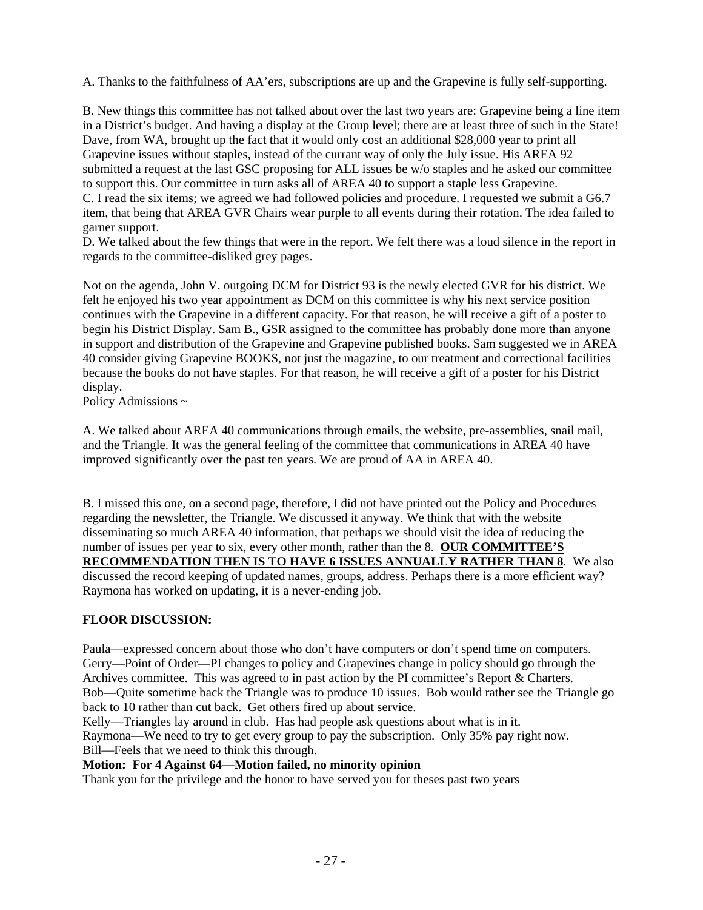A. Thanks to the faithfulness of AA'ers, subscriptions are up and the Grapevine is fully self-supporting.

B. New things this committee has not talked about over the last two years are: Grapevine being a line item in a District's budget. And having a display at the Group level; there are at least three of such in the State! Dave, from WA, brought up the fact that it would only cost an additional $28,000 year to print all Grapevine issues without staples, instead of the currant way of only the July issue. His AREA 92 submitted a request at the last GSC proposing for ALL issues be w/o staples and he asked our committee to support this. Our committee in turn asks all of AREA 40 to support a staple less Grapevine.
C. I read the six items; we agreed we had followed policies and procedure. I requested we submit a G6.7 item, that being that AREA GVR Chairs wear purple to all events during their rotation. The idea failed to garner support.
D. We talked about the few things that were in the report. We felt there was a loud silence in the report in regards to the committee-disliked grey pages.

Not on the agenda, John V. outgoing DCM for District 93 is the newly elected GVR for his district. We felt he enjoyed his two year appointment as DCM on this committee is why his next service position continues with the Grapevine in a different capacity. For that reason, he will receive a gift of a poster to begin his District Display. Sam B., GSR assigned to the committee has probably done more than anyone in support and distribution of the Grapevine and Grapevine published books. Sam suggested we in AREA 40 consider giving Grapevine BOOKS, not just the magazine, to our treatment and correctional facilities because the books do not have staples. For that reason, he will receive a gift of a poster for his District display.
Policy Admissions ~

A. We talked about AREA 40 communications through emails, the website, pre-assemblies, snail mail, and the Triangle. It was the general feeling of the committee that communications in AREA 40 have improved significantly over the past ten years. We are proud of AA in AREA 40.

B. I missed this one, on a second page, therefore, I did not have printed out the Policy and Procedures regarding the newsletter, the Triangle. We discussed it anyway. We think that with the website disseminating so much AREA 40 information, that perhaps we should visit the idea of reducing the number of issues per year to six, every other month, rather than the 8. **<u>OUR COMMITTEE'S RECOMMENDATION THEN IS TO HAVE 6 ISSUES ANNUALLY RATHER THAN 8</u>**. We also discussed the record keeping of updated names, groups, address. Perhaps there is a more efficient way? Raymona has worked on updating, it is a never-ending job.

**FLOOR DISCUSSION:**

Paula—expressed concern about those who don't have computers or don't spend time on computers.
Gerry—Point of Order—PI changes to policy and Grapevines change in policy should go through the Archives committee. This was agreed to in past action by the PI committee's Report & Charters.
Bob—Quite sometime back the Triangle was to produce 10 issues. Bob would rather see the Triangle go back to 10 rather than cut back. Get others fired up about service.
Kelly—Triangles lay around in club. Has had people ask questions about what is in it.
Raymona—We need to try to get every group to pay the subscription. Only 35% pay right now.
Bill—Feels that we need to think this through.
**Motion: For 4 Against 64—Motion failed, no minority opinion**
Thank you for the privilege and the honor to have served you for theses past two years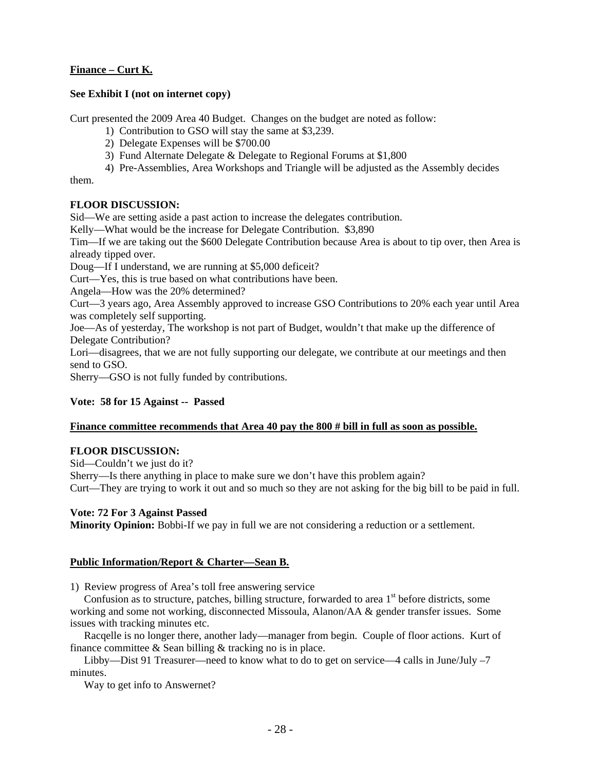**Finance – Curt K.**

**See Exhibit I (not on internet copy)**

Curt presented the 2009 Area 40 Budget. Changes on the budget are noted as follow:

1) Contribution to GSO will stay the same at $3,239.
2) Delegate Expenses will be $700.00
3) Fund Alternate Delegate & Delegate to Regional Forums at $1,800
4) Pre-Assemblies, Area Workshops and Triangle will be adjusted as the Assembly decides them.

**FLOOR DISCUSSION:**

Sid—We are setting aside a past action to increase the delegates contribution.
Kelly—What would be the increase for Delegate Contribution. $3,890
Tim—If we are taking out the $600 Delegate Contribution because Area is about to tip over, then Area is already tipped over.
Doug—If I understand, we are running at $5,000 deficeit?
Curt—Yes, this is true based on what contributions have been.
Angela—How was the 20% determined?
Curt—3 years ago, Area Assembly approved to increase GSO Contributions to 20% each year until Area was completely self supporting.
Joe—As of yesterday, The workshop is not part of Budget, wouldn't that make up the difference of Delegate Contribution?
Lori—disagrees, that we are not fully supporting our delegate, we contribute at our meetings and then send to GSO.
Sherry—GSO is not fully funded by contributions.

**Vote: 58 for 15 Against -- Passed**

**Finance committee recommends that Area 40 pay the 800 # bill in full as soon as possible.**

**FLOOR DISCUSSION:**

Sid—Couldn't we just do it?
Sherry—Is there anything in place to make sure we don't have this problem again?
Curt—They are trying to work it out and so much so they are not asking for the big bill to be paid in full.

**Vote: 72 For 3 Against Passed**
**Minority Opinion:** Bobbi-If we pay in full we are not considering a reduction or a settlement.

**Public Information/Report & Charter—Sean B.**

1) Review progress of Area's toll free answering service

Confusion as to structure, patches, billing structure, forwarded to area 1st before districts, some working and some not working, disconnected Missoula, Alanon/AA & gender transfer issues. Some issues with tracking minutes etc.

Racqelle is no longer there, another lady—manager from begin. Couple of floor actions. Kurt of finance committee & Sean billing & tracking no is in place.

Libby—Dist 91 Treasurer—need to know what to do to get on service—4 calls in June/July –7 minutes.

Way to get info to Answernet?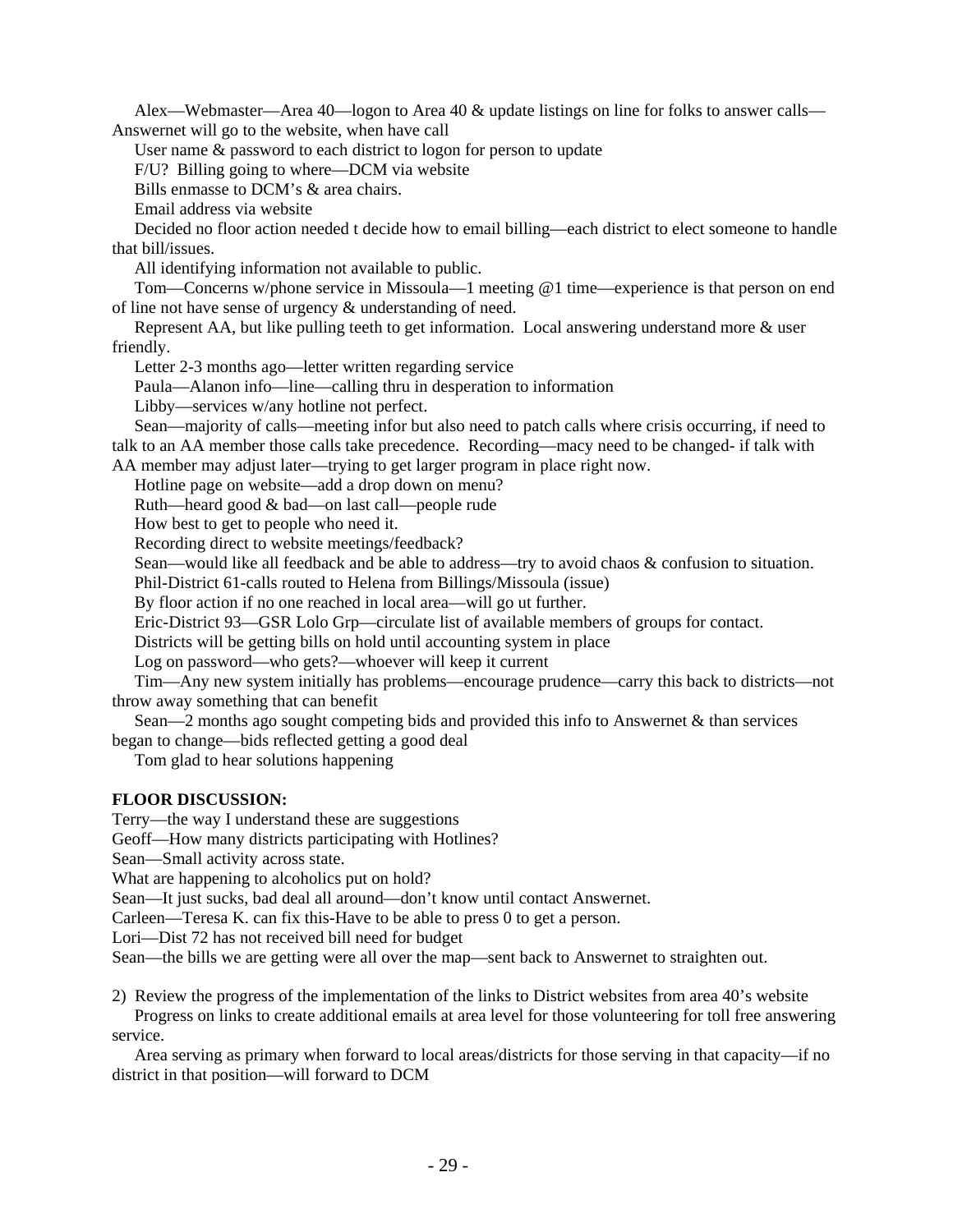Alex—Webmaster—Area 40—logon to Area 40 & update listings on line for folks to answer calls—Answernet will go to the website, when have call

User name & password to each district to logon for person to update

F/U? Billing going to where—DCM via website

Bills enmasse to DCM's & area chairs.

Email address via website

Decided no floor action needed t decide how to email billing—each district to elect someone to handle that bill/issues.

All identifying information not available to public.

Tom—Concerns w/phone service in Missoula—1 meeting @1 time—experience is that person on end of line not have sense of urgency & understanding of need.

Represent AA, but like pulling teeth to get information. Local answering understand more & user friendly.

Letter 2-3 months ago—letter written regarding service

Paula—Alanon info—line—calling thru in desperation to information

Libby—services w/any hotline not perfect.

Sean—majority of calls—meeting infor but also need to patch calls where crisis occurring, if need to talk to an AA member those calls take precedence. Recording—macy need to be changed- if talk with AA member may adjust later—trying to get larger program in place right now.

Hotline page on website—add a drop down on menu?

Ruth—heard good & bad—on last call—people rude

How best to get to people who need it.

Recording direct to website meetings/feedback?

Sean—would like all feedback and be able to address—try to avoid chaos & confusion to situation.

Phil-District 61-calls routed to Helena from Billings/Missoula (issue)

By floor action if no one reached in local area—will go ut further.

Eric-District 93—GSR Lolo Grp—circulate list of available members of groups for contact.

Districts will be getting bills on hold until accounting system in place

Log on password—who gets?—whoever will keep it current

Tim—Any new system initially has problems—encourage prudence—carry this back to districts—not throw away something that can benefit

Sean—2 months ago sought competing bids and provided this info to Answernet & than services began to change—bids reflected getting a good deal

Tom glad to hear solutions happening

**FLOOR DISCUSSION:**

Terry—the way I understand these are suggestions

Geoff—How many districts participating with Hotlines?

Sean—Small activity across state.

What are happening to alcoholics put on hold?

Sean—It just sucks, bad deal all around—don't know until contact Answernet.

Carleen—Teresa K. can fix this-Have to be able to press 0 to get a person.

Lori—Dist 72 has not received bill need for budget

Sean—the bills we are getting were all over the map—sent back to Answernet to straighten out.

2) Review the progress of the implementation of the links to District websites from area 40's website

Progress on links to create additional emails at area level for those volunteering for toll free answering service.

Area serving as primary when forward to local areas/districts for those serving in that capacity—if no district in that position—will forward to DCM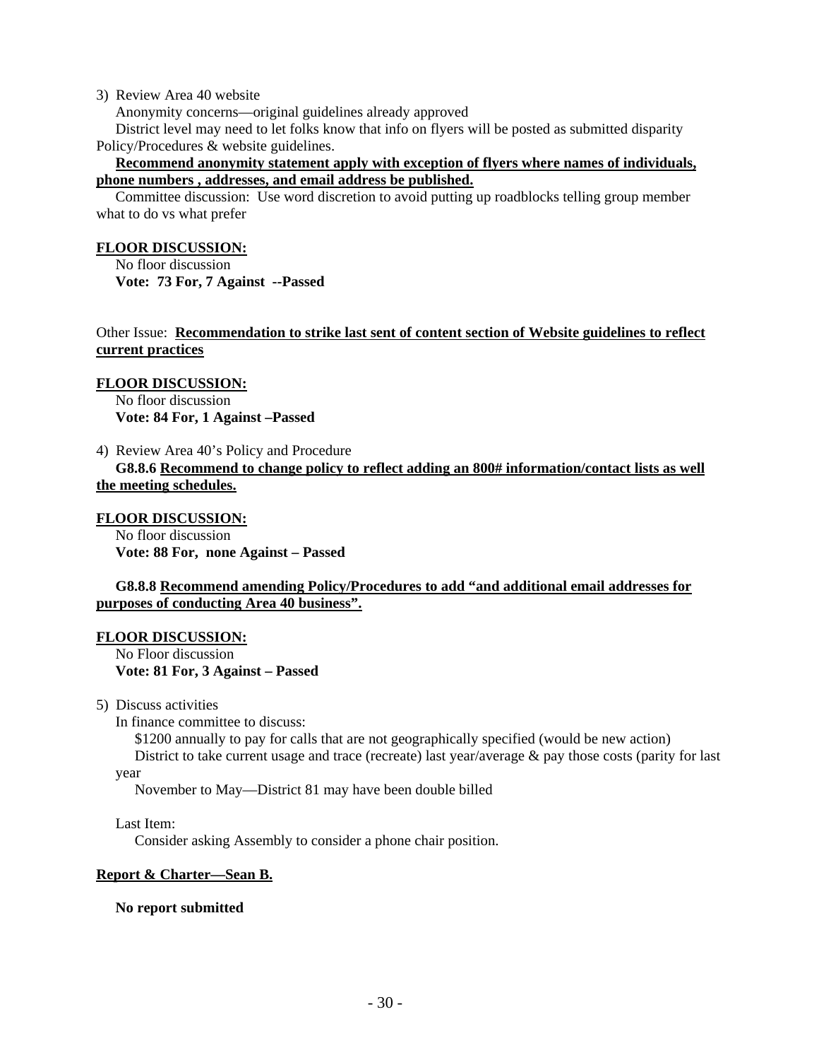3) Review Area 40 website

Anonymity concerns—original guidelines already approved

District level may need to let folks know that info on flyers will be posted as submitted disparity Policy/Procedures & website guidelines.

**Recommend anonymity statement apply with exception of flyers where names of individuals, phone numbers , addresses, and email address be published.**

Committee discussion: Use word discretion to avoid putting up roadblocks telling group member what to do vs what prefer

**FLOOR DISCUSSION:**

No floor discussion

**Vote: 73 For, 7 Against --Passed**

Other Issue: **Recommendation to strike last sent of content section of Website guidelines to reflect current practices**

**FLOOR DISCUSSION:**

No floor discussion

**Vote: 84 For, 1 Against –Passed**

4) Review Area 40's Policy and Procedure

**G8.8.6 Recommend to change policy to reflect adding an 800# information/contact lists as well the meeting schedules.**

**FLOOR DISCUSSION:**

No floor discussion

**Vote: 88 For, none Against – Passed**

**G8.8.8 Recommend amending Policy/Procedures to add "and additional email addresses for purposes of conducting Area 40 business".**

**FLOOR DISCUSSION:**

No Floor discussion

**Vote: 81 For, 3 Against – Passed**

5) Discuss activities

In finance committee to discuss:

$1200 annually to pay for calls that are not geographically specified (would be new action)

District to take current usage and trace (recreate) last year/average & pay those costs (parity for last year

November to May—District 81 may have been double billed

Last Item:

Consider asking Assembly to consider a phone chair position.

**Report & Charter—Sean B.**

**No report submitted**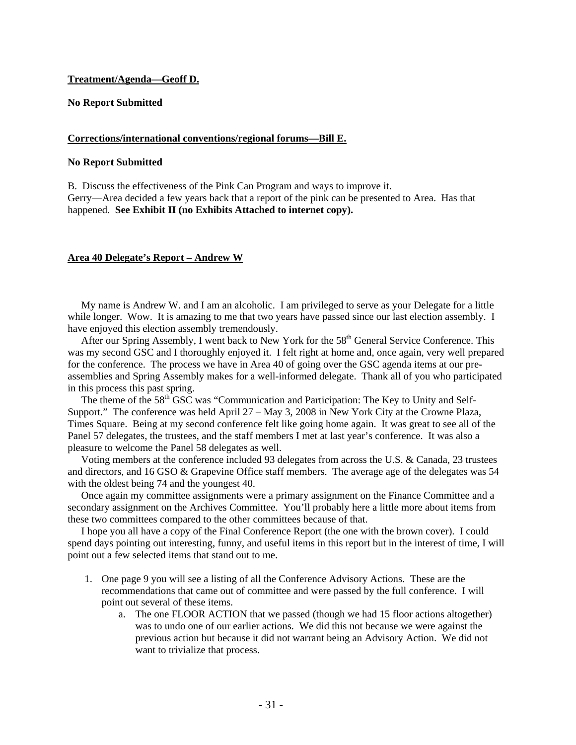**Treatment/Agenda—Geoff D.**

**No Report Submitted**

**Corrections/international conventions/regional forums—Bill E.**

**No Report Submitted**

B. Discuss the effectiveness of the Pink Can Program and ways to improve it.
Gerry—Area decided a few years back that a report of the pink can be presented to Area. Has that happened. **See Exhibit II (no Exhibits Attached to internet copy).**

**Area 40 Delegate's Report – Andrew W**

My name is Andrew W. and I am an alcoholic. I am privileged to serve as your Delegate for a little while longer. Wow. It is amazing to me that two years have passed since our last election assembly. I have enjoyed this election assembly tremendously.

After our Spring Assembly, I went back to New York for the 58th General Service Conference. This was my second GSC and I thoroughly enjoyed it. I felt right at home and, once again, very well prepared for the conference. The process we have in Area 40 of going over the GSC agenda items at our pre-assemblies and Spring Assembly makes for a well-informed delegate. Thank all of you who participated in this process this past spring.

The theme of the 58th GSC was "Communication and Participation: The Key to Unity and Self-Support." The conference was held April 27 – May 3, 2008 in New York City at the Crowne Plaza, Times Square. Being at my second conference felt like going home again. It was great to see all of the Panel 57 delegates, the trustees, and the staff members I met at last year's conference. It was also a pleasure to welcome the Panel 58 delegates as well.

Voting members at the conference included 93 delegates from across the U.S. & Canada, 23 trustees and directors, and 16 GSO & Grapevine Office staff members. The average age of the delegates was 54 with the oldest being 74 and the youngest 40.

Once again my committee assignments were a primary assignment on the Finance Committee and a secondary assignment on the Archives Committee. You'll probably here a little more about items from these two committees compared to the other committees because of that.

I hope you all have a copy of the Final Conference Report (the one with the brown cover). I could spend days pointing out interesting, funny, and useful items in this report but in the interest of time, I will point out a few selected items that stand out to me.

1. One page 9 you will see a listing of all the Conference Advisory Actions. These are the recommendations that came out of committee and were passed by the full conference. I will point out several of these items.
   a. The one FLOOR ACTION that we passed (though we had 15 floor actions altogether) was to undo one of our earlier actions. We did this not because we were against the previous action but because it did not warrant being an Advisory Action. We did not want to trivialize that process.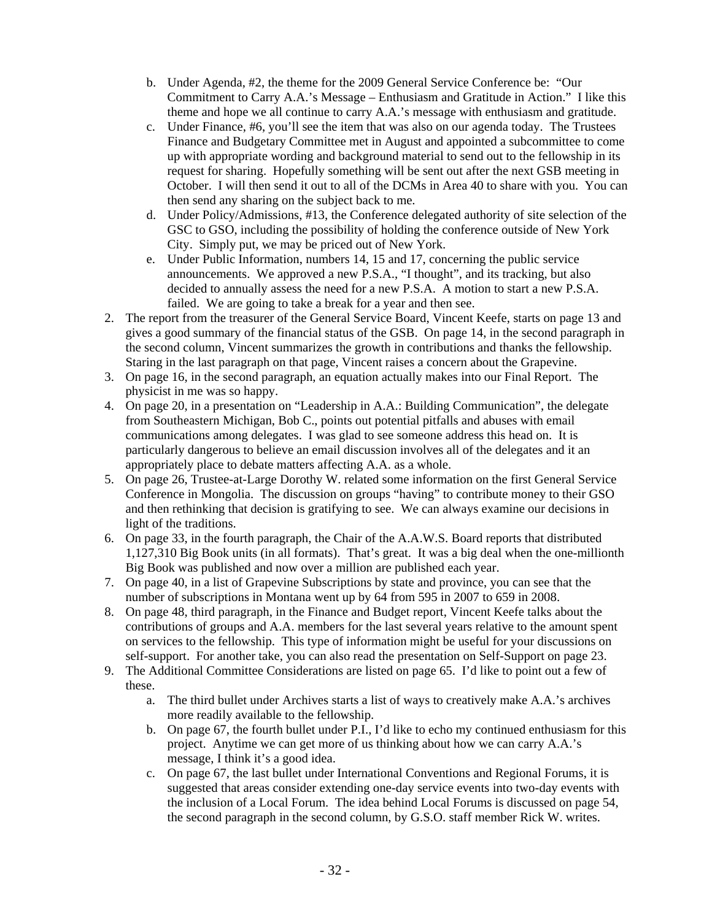b. Under Agenda, #2, the theme for the 2009 General Service Conference be: "Our Commitment to Carry A.A.'s Message – Enthusiasm and Gratitude in Action." I like this theme and hope we all continue to carry A.A.'s message with enthusiasm and gratitude.
   c. Under Finance, #6, you'll see the item that was also on our agenda today. The Trustees Finance and Budgetary Committee met in August and appointed a subcommittee to come up with appropriate wording and background material to send out to the fellowship in its request for sharing. Hopefully something will be sent out after the next GSB meeting in October. I will then send it out to all of the DCMs in Area 40 to share with you. You can then send any sharing on the subject back to me.
   d. Under Policy/Admissions, #13, the Conference delegated authority of site selection of the GSC to GSO, including the possibility of holding the conference outside of New York City. Simply put, we may be priced out of New York.
   e. Under Public Information, numbers 14, 15 and 17, concerning the public service announcements. We approved a new P.S.A., "I thought", and its tracking, but also decided to annually assess the need for a new P.S.A. A motion to start a new P.S.A. failed. We are going to take a break for a year and then see.
2. The report from the treasurer of the General Service Board, Vincent Keefe, starts on page 13 and gives a good summary of the financial status of the GSB. On page 14, in the second paragraph in the second column, Vincent summarizes the growth in contributions and thanks the fellowship. Staring in the last paragraph on that page, Vincent raises a concern about the Grapevine.
3. On page 16, in the second paragraph, an equation actually makes into our Final Report. The physicist in me was so happy.
4. On page 20, in a presentation on "Leadership in A.A.: Building Communication", the delegate from Southeastern Michigan, Bob C., points out potential pitfalls and abuses with email communications among delegates. I was glad to see someone address this head on. It is particularly dangerous to believe an email discussion involves all of the delegates and it an appropriately place to debate matters affecting A.A. as a whole.
5. On page 26, Trustee-at-Large Dorothy W. related some information on the first General Service Conference in Mongolia. The discussion on groups "having" to contribute money to their GSO and then rethinking that decision is gratifying to see. We can always examine our decisions in light of the traditions.
6. On page 33, in the fourth paragraph, the Chair of the A.A.W.S. Board reports that distributed 1,127,310 Big Book units (in all formats). That's great. It was a big deal when the one-millionth Big Book was published and now over a million are published each year.
7. On page 40, in a list of Grapevine Subscriptions by state and province, you can see that the number of subscriptions in Montana went up by 64 from 595 in 2007 to 659 in 2008.
8. On page 48, third paragraph, in the Finance and Budget report, Vincent Keefe talks about the contributions of groups and A.A. members for the last several years relative to the amount spent on services to the fellowship. This type of information might be useful for your discussions on self-support. For another take, you can also read the presentation on Self-Support on page 23.
9. The Additional Committee Considerations are listed on page 65. I'd like to point out a few of these.
   a. The third bullet under Archives starts a list of ways to creatively make A.A.'s archives more readily available to the fellowship.
   b. On page 67, the fourth bullet under P.I., I'd like to echo my continued enthusiasm for this project. Anytime we can get more of us thinking about how we can carry A.A.'s message, I think it's a good idea.
   c. On page 67, the last bullet under International Conventions and Regional Forums, it is suggested that areas consider extending one-day service events into two-day events with the inclusion of a Local Forum. The idea behind Local Forums is discussed on page 54, the second paragraph in the second column, by G.S.O. staff member Rick W. writes.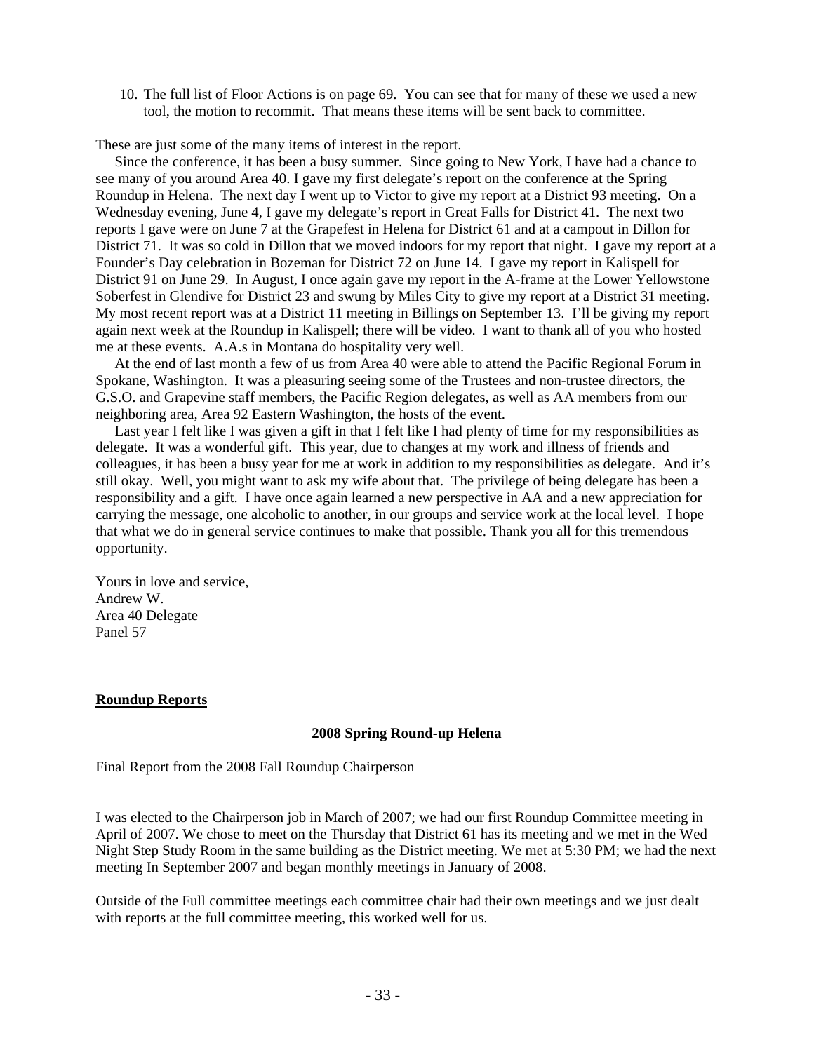10. The full list of Floor Actions is on page 69. You can see that for many of these we used a new tool, the motion to recommit. That means these items will be sent back to committee.

These are just some of the many items of interest in the report.

Since the conference, it has been a busy summer. Since going to New York, I have had a chance to see many of you around Area 40. I gave my first delegate's report on the conference at the Spring Roundup in Helena. The next day I went up to Victor to give my report at a District 93 meeting. On a Wednesday evening, June 4, I gave my delegate's report in Great Falls for District 41. The next two reports I gave were on June 7 at the Grapefest in Helena for District 61 and at a campout in Dillon for District 71. It was so cold in Dillon that we moved indoors for my report that night. I gave my report at a Founder's Day celebration in Bozeman for District 72 on June 14. I gave my report in Kalispell for District 91 on June 29. In August, I once again gave my report in the A-frame at the Lower Yellowstone Soberfest in Glendive for District 23 and swung by Miles City to give my report at a District 31 meeting. My most recent report was at a District 11 meeting in Billings on September 13. I'll be giving my report again next week at the Roundup in Kalispell; there will be video. I want to thank all of you who hosted me at these events. A.A.s in Montana do hospitality very well.

At the end of last month a few of us from Area 40 were able to attend the Pacific Regional Forum in Spokane, Washington. It was a pleasuring seeing some of the Trustees and non-trustee directors, the G.S.O. and Grapevine staff members, the Pacific Region delegates, as well as AA members from our neighboring area, Area 92 Eastern Washington, the hosts of the event.

Last year I felt like I was given a gift in that I felt like I had plenty of time for my responsibilities as delegate. It was a wonderful gift. This year, due to changes at my work and illness of friends and colleagues, it has been a busy year for me at work in addition to my responsibilities as delegate. And it's still okay. Well, you might want to ask my wife about that. The privilege of being delegate has been a responsibility and a gift. I have once again learned a new perspective in AA and a new appreciation for carrying the message, one alcoholic to another, in our groups and service work at the local level. I hope that what we do in general service continues to make that possible. Thank you all for this tremendous opportunity.

Yours in love and service,
Andrew W.
Area 40 Delegate
Panel 57

## Roundup Reports

### 2008 Spring Round-up Helena

Final Report from the 2008 Fall Roundup Chairperson

I was elected to the Chairperson job in March of 2007; we had our first Roundup Committee meeting in April of 2007. We chose to meet on the Thursday that District 61 has its meeting and we met in the Wed Night Step Study Room in the same building as the District meeting. We met at 5:30 PM; we had the next meeting In September 2007 and began monthly meetings in January of 2008.

Outside of the Full committee meetings each committee chair had their own meetings and we just dealt with reports at the full committee meeting, this worked well for us.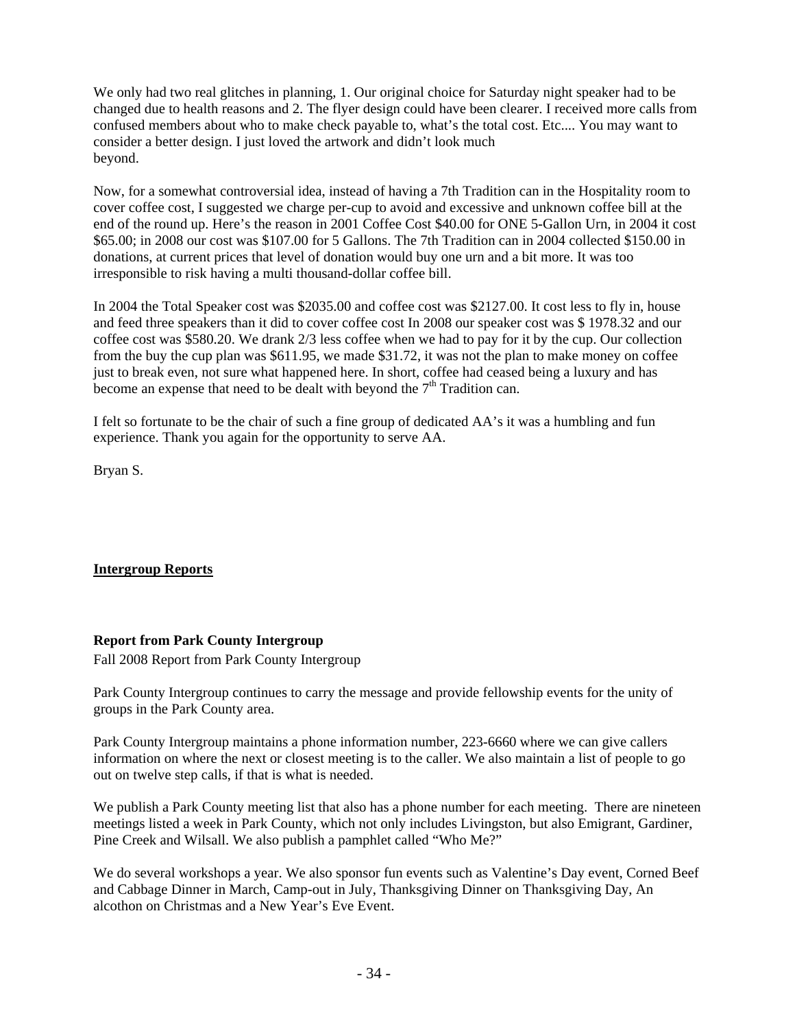We only had two real glitches in planning, 1. Our original choice for Saturday night speaker had to be changed due to health reasons and 2. The flyer design could have been clearer. I received more calls from confused members about who to make check payable to, what's the total cost. Etc.... You may want to consider a better design. I just loved the artwork and didn't look much beyond.

Now, for a somewhat controversial idea, instead of having a 7th Tradition can in the Hospitality room to cover coffee cost, I suggested we charge per-cup to avoid and excessive and unknown coffee bill at the end of the round up. Here's the reason in 2001 Coffee Cost $40.00 for ONE 5-Gallon Urn, in 2004 it cost $65.00; in 2008 our cost was $107.00 for 5 Gallons. The 7th Tradition can in 2004 collected $150.00 in donations, at current prices that level of donation would buy one urn and a bit more. It was too irresponsible to risk having a multi thousand-dollar coffee bill.

In 2004 the Total Speaker cost was $2035.00 and coffee cost was $2127.00. It cost less to fly in, house and feed three speakers than it did to cover coffee cost In 2008 our speaker cost was $ 1978.32 and our coffee cost was $580.20. We drank 2/3 less coffee when we had to pay for it by the cup. Our collection from the buy the cup plan was $611.95, we made $31.72, it was not the plan to make money on coffee just to break even, not sure what happened here. In short, coffee had ceased being a luxury and has become an expense that need to be dealt with beyond the 7th Tradition can.

I felt so fortunate to be the chair of such a fine group of dedicated AA's it was a humbling and fun experience. Thank you again for the opportunity to serve AA.

Bryan S.

## Intergroup Reports

### Report from Park County Intergroup

Fall 2008 Report from Park County Intergroup

Park County Intergroup continues to carry the message and provide fellowship events for the unity of groups in the Park County area.

Park County Intergroup maintains a phone information number, 223-6660 where we can give callers information on where the next or closest meeting is to the caller. We also maintain a list of people to go out on twelve step calls, if that is what is needed.

We publish a Park County meeting list that also has a phone number for each meeting. There are nineteen meetings listed a week in Park County, which not only includes Livingston, but also Emigrant, Gardiner, Pine Creek and Wilsall. We also publish a pamphlet called "Who Me?"

We do several workshops a year. We also sponsor fun events such as Valentine's Day event, Corned Beef and Cabbage Dinner in March, Camp-out in July, Thanksgiving Dinner on Thanksgiving Day, An alcothon on Christmas and a New Year's Eve Event.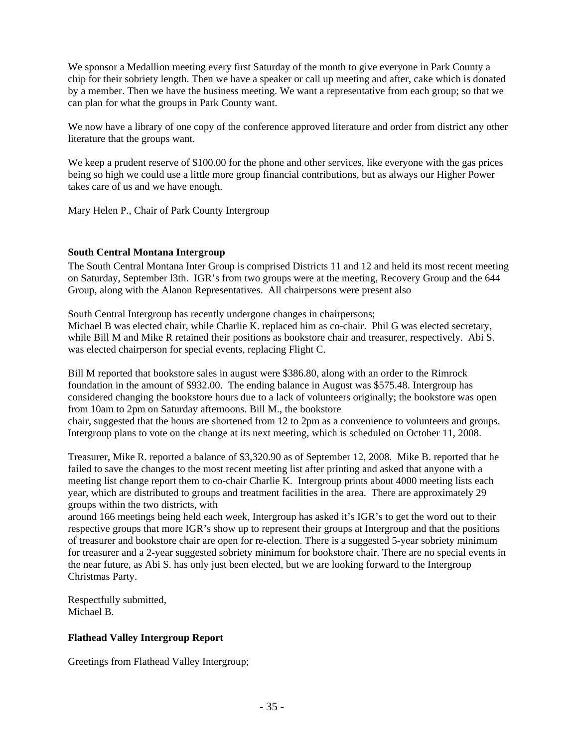We sponsor a Medallion meeting every first Saturday of the month to give everyone in Park County a chip for their sobriety length. Then we have a speaker or call up meeting and after, cake which is donated by a member. Then we have the business meeting. We want a representative from each group; so that we can plan for what the groups in Park County want.

We now have a library of one copy of the conference approved literature and order from district any other literature that the groups want.

We keep a prudent reserve of $100.00 for the phone and other services, like everyone with the gas prices being so high we could use a little more group financial contributions, but as always our Higher Power takes care of us and we have enough.

Mary Helen P., Chair of Park County Intergroup

**South Central Montana Intergroup**

The South Central Montana Inter Group is comprised Districts 11 and 12 and held its most recent meeting on Saturday, September l3th. IGR's from two groups were at the meeting, Recovery Group and the 644 Group, along with the Alanon Representatives. All chairpersons were present also

South Central Intergroup has recently undergone changes in chairpersons;
Michael B was elected chair, while Charlie K. replaced him as co-chair. Phil G was elected secretary, while Bill M and Mike R retained their positions as bookstore chair and treasurer, respectively. Abi S. was elected chairperson for special events, replacing Flight C.

Bill M reported that bookstore sales in august were $386.80, along with an order to the Rimrock foundation in the amount of $932.00. The ending balance in August was $575.48. Intergroup has considered changing the bookstore hours due to a lack of volunteers originally; the bookstore was open from 10am to 2pm on Saturday afternoons. Bill M., the bookstore chair, suggested that the hours are shortened from 12 to 2pm as a convenience to volunteers and groups. Intergroup plans to vote on the change at its next meeting, which is scheduled on October 11, 2008.

Treasurer, Mike R. reported a balance of $3,320.90 as of September 12, 2008. Mike B. reported that he failed to save the changes to the most recent meeting list after printing and asked that anyone with a meeting list change report them to co-chair Charlie K. Intergroup prints about 4000 meeting lists each year, which are distributed to groups and treatment facilities in the area. There are approximately 29 groups within the two districts, with around 166 meetings being held each week, Intergroup has asked it's IGR's to get the word out to their respective groups that more IGR's show up to represent their groups at Intergroup and that the positions of treasurer and bookstore chair are open for re-election. There is a suggested 5-year sobriety minimum for treasurer and a 2-year suggested sobriety minimum for bookstore chair. There are no special events in the near future, as Abi S. has only just been elected, but we are looking forward to the Intergroup Christmas Party.

Respectfully submitted,
Michael B.

**Flathead Valley Intergroup Report**

Greetings from Flathead Valley Intergroup;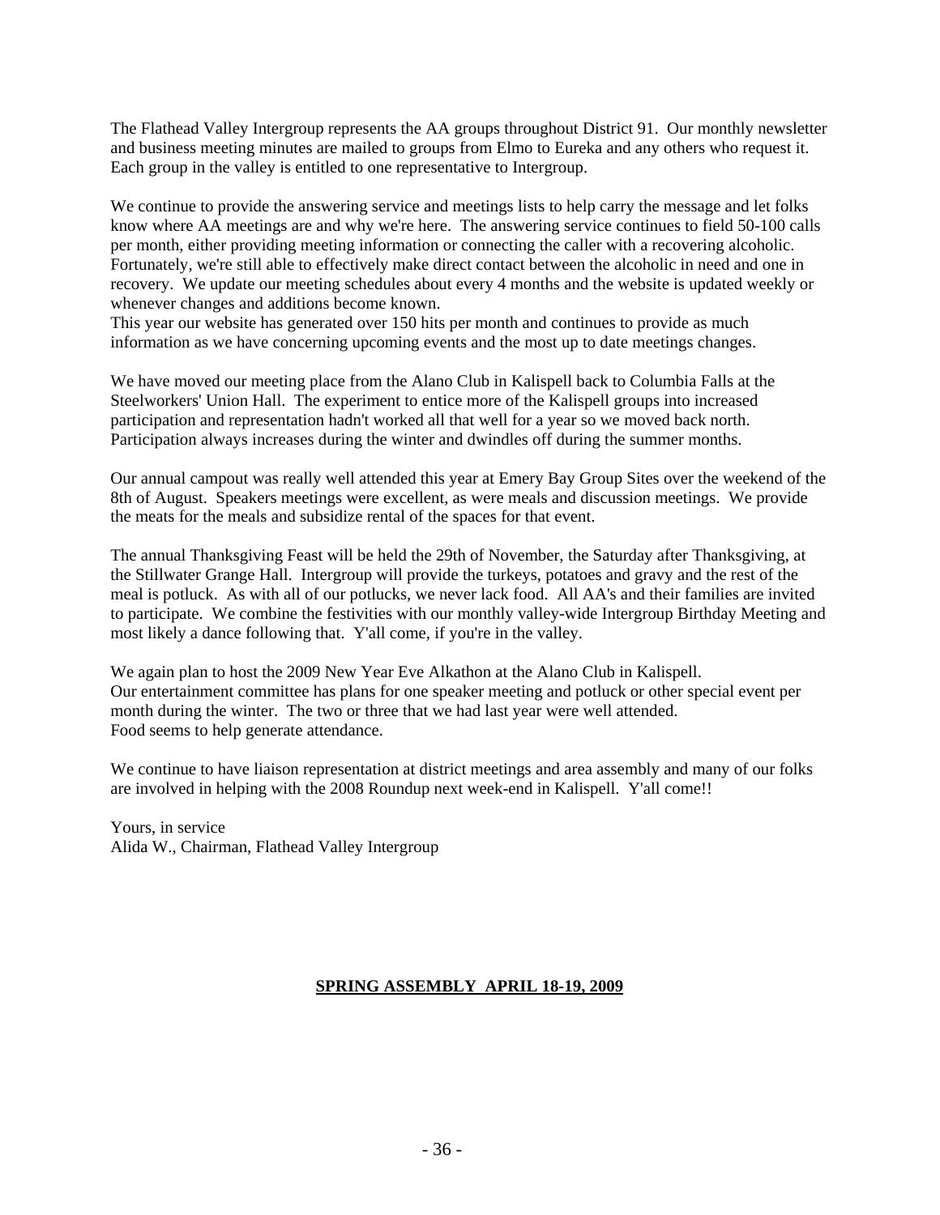The Flathead Valley Intergroup represents the AA groups throughout District 91. Our monthly newsletter and business meeting minutes are mailed to groups from Elmo to Eureka and any others who request it. Each group in the valley is entitled to one representative to Intergroup.

We continue to provide the answering service and meetings lists to help carry the message and let folks know where AA meetings are and why we're here. The answering service continues to field 50-100 calls per month, either providing meeting information or connecting the caller with a recovering alcoholic. Fortunately, we're still able to effectively make direct contact between the alcoholic in need and one in recovery. We update our meeting schedules about every 4 months and the website is updated weekly or whenever changes and additions become known.
This year our website has generated over 150 hits per month and continues to provide as much information as we have concerning upcoming events and the most up to date meetings changes.

We have moved our meeting place from the Alano Club in Kalispell back to Columbia Falls at the Steelworkers' Union Hall. The experiment to entice more of the Kalispell groups into increased participation and representation hadn't worked all that well for a year so we moved back north. Participation always increases during the winter and dwindles off during the summer months.

Our annual campout was really well attended this year at Emery Bay Group Sites over the weekend of the 8th of August. Speakers meetings were excellent, as were meals and discussion meetings. We provide the meats for the meals and subsidize rental of the spaces for that event.

The annual Thanksgiving Feast will be held the 29th of November, the Saturday after Thanksgiving, at the Stillwater Grange Hall. Intergroup will provide the turkeys, potatoes and gravy and the rest of the meal is potluck. As with all of our potlucks, we never lack food. All AA's and their families are invited to participate. We combine the festivities with our monthly valley-wide Intergroup Birthday Meeting and most likely a dance following that. Y'all come, if you're in the valley.

We again plan to host the 2009 New Year Eve Alkathon at the Alano Club in Kalispell.
Our entertainment committee has plans for one speaker meeting and potluck or other special event per month during the winter. The two or three that we had last year were well attended.
Food seems to help generate attendance.

We continue to have liaison representation at district meetings and area assembly and many of our folks are involved in helping with the 2008 Roundup next week-end in Kalispell. Y'all come!!

Yours, in service
Alida W., Chairman, Flathead Valley Intergroup

## **SPRING ASSEMBLY APRIL 18-19, 2009**